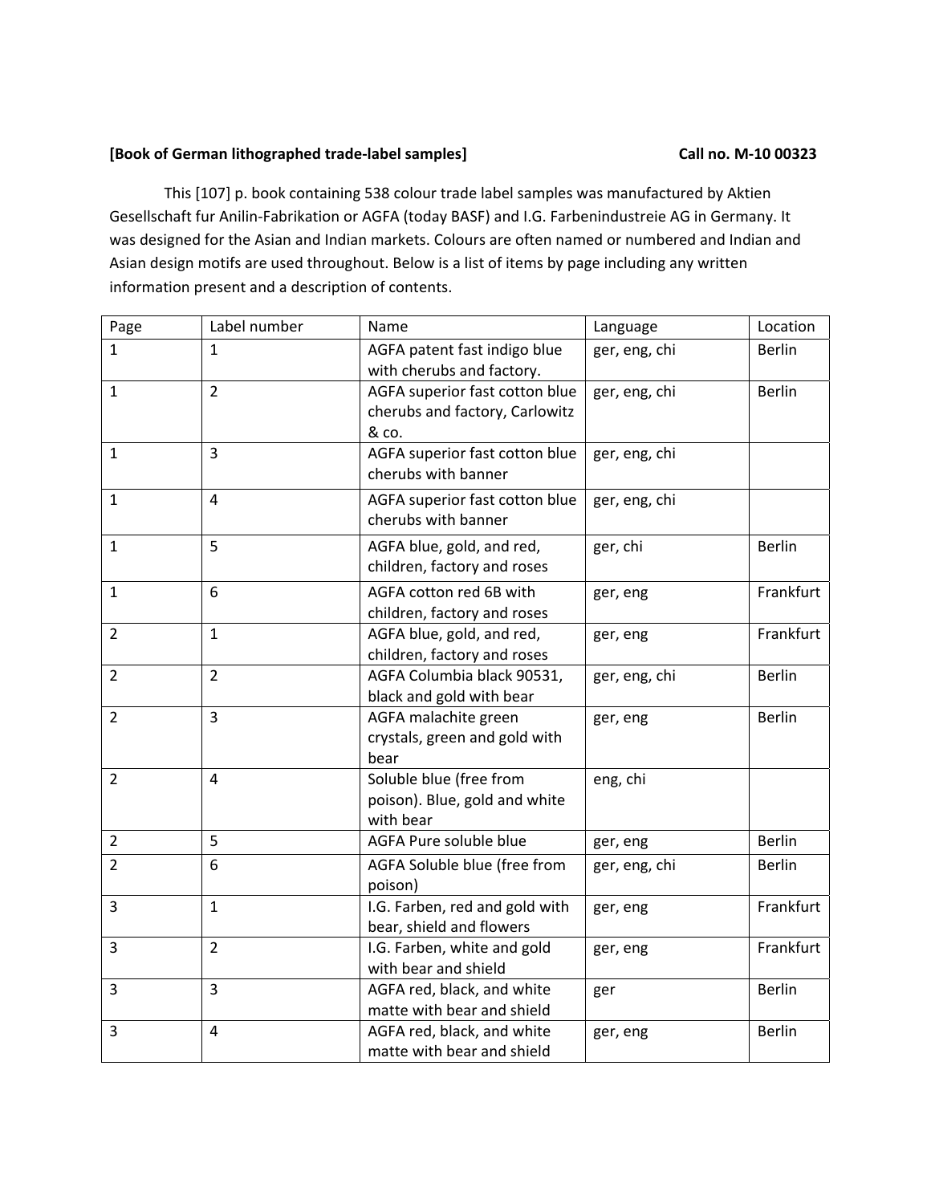**[Book of German lithographed trade-label samples]** **Call no. M-10 00323**

This [107] p. book containing 538 colour trade label samples was manufactured by Aktien Gesellschaft fur Anilin-Fabrikation or AGFA (today BASF) and I.G. Farbenindustreie AG in Germany. It was designed for the Asian and Indian markets. Colours are often named or numbered and Indian and Asian design motifs are used throughout. Below is a list of items by page including any written information present and a description of contents.

| Page | Label number | Name | Language | Location |
|---|---|---|---|---|
| 1 | 1 | AGFA patent fast indigo blue with cherubs and factory. | ger, eng, chi | Berlin |
| 1 | 2 | AGFA superior fast cotton blue cherubs and factory, Carlowitz & co. | ger, eng, chi | Berlin |
| 1 | 3 | AGFA superior fast cotton blue cherubs with banner | ger, eng, chi | |
| 1 | 4 | AGFA superior fast cotton blue cherubs with banner | ger, eng, chi | |
| 1 | 5 | AGFA blue, gold, and red, children, factory and roses | ger, chi | Berlin |
| 1 | 6 | AGFA cotton red 6B with children, factory and roses | ger, eng | Frankfurt |
| 2 | 1 | AGFA blue, gold, and red, children, factory and roses | ger, eng | Frankfurt |
| 2 | 2 | AGFA Columbia black 90531, black and gold with bear | ger, eng, chi | Berlin |
| 2 | 3 | AGFA malachite green crystals, green and gold with bear | ger, eng | Berlin |
| 2 | 4 | Soluble blue (free from poison). Blue, gold and white with bear | eng, chi | |
| 2 | 5 | AGFA Pure soluble blue | ger, eng | Berlin |
| 2 | 6 | AGFA Soluble blue (free from poison) | ger, eng, chi | Berlin |
| 3 | 1 | I.G. Farben, red and gold with bear, shield and flowers | ger, eng | Frankfurt |
| 3 | 2 | I.G. Farben, white and gold with bear and shield | ger, eng | Frankfurt |
| 3 | 3 | AGFA red, black, and white matte with bear and shield | ger | Berlin |
| 3 | 4 | AGFA red, black, and white matte with bear and shield | ger, eng | Berlin |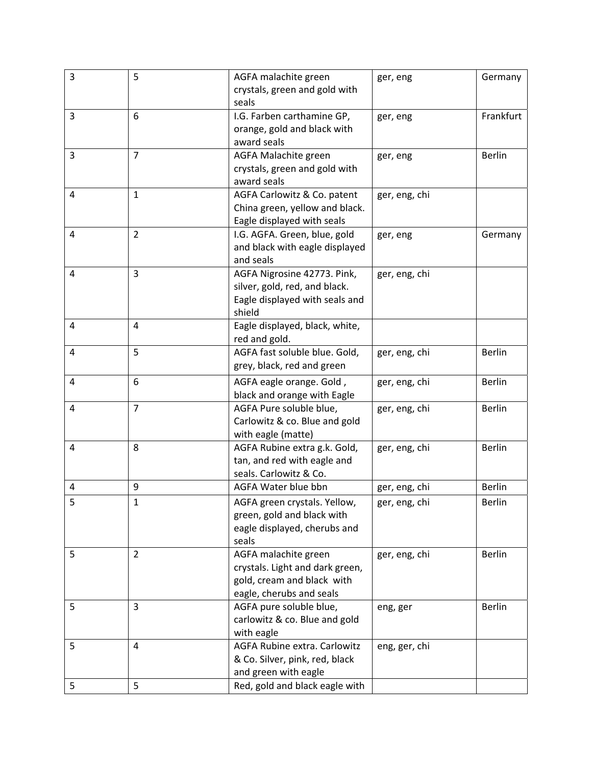| 3 | 5 | AGFA malachite green crystals, green and gold with seals | ger, eng | Germany |
|---|---|---|---|---|
| 3 | 6 | I.G. Farben carthamine GP, orange, gold and black with award seals | ger, eng | Frankfurt |
| 3 | 7 | AGFA Malachite green crystals, green and gold with award seals | ger, eng | Berlin |
| 4 | 1 | AGFA Carlowitz & Co. patent China green, yellow and black. Eagle displayed with seals | ger, eng, chi | |
| 4 | 2 | I.G. AGFA. Green, blue, gold and black with eagle displayed and seals | ger, eng | Germany |
| 4 | 3 | AGFA Nigrosine 42773. Pink, silver, gold, red, and black. Eagle displayed with seals and shield | ger, eng, chi | |
| 4 | 4 | Eagle displayed, black, white, red and gold. | | |
| 4 | 5 | AGFA fast soluble blue. Gold, grey, black, red and green | ger, eng, chi | Berlin |
| 4 | 6 | AGFA eagle orange. Gold , black and orange with Eagle | ger, eng, chi | Berlin |
| 4 | 7 | AGFA Pure soluble blue, Carlowitz & co. Blue and gold with eagle (matte) | ger, eng, chi | Berlin |
| 4 | 8 | AGFA Rubine extra g.k. Gold, tan, and red with eagle and seals. Carlowitz & Co. | ger, eng, chi | Berlin |
| 4 | 9 | AGFA Water blue bbn | ger, eng, chi | Berlin |
| 5 | 1 | AGFA green crystals. Yellow, green, gold and black with eagle displayed, cherubs and seals | ger, eng, chi | Berlin |
| 5 | 2 | AGFA malachite green crystals. Light and dark green, gold, cream and black with eagle, cherubs and seals | ger, eng, chi | Berlin |
| 5 | 3 | AGFA pure soluble blue, carlowitz & co. Blue and gold with eagle | eng, ger | Berlin |
| 5 | 4 | AGFA Rubine extra. Carlowitz & Co. Silver, pink, red, black and green with eagle | eng, ger, chi | |
| 5 | 5 | Red, gold and black eagle with | | |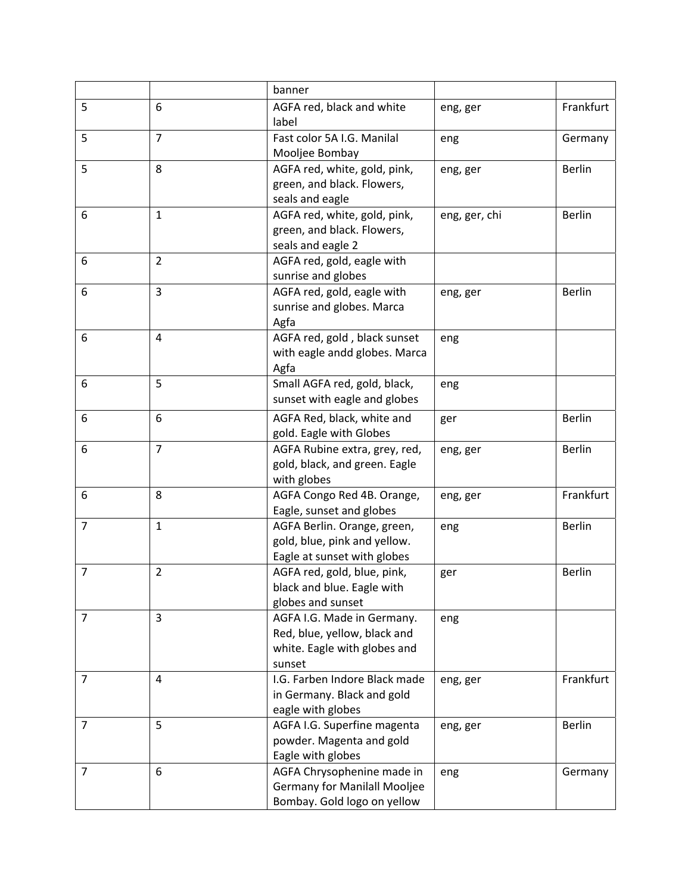| | | | | |
|---|---|---|---|---|
| | | banner | | |
| 5 | 6 | AGFA red, black and white label | eng, ger | Frankfurt |
| 5 | 7 | Fast color 5A I.G. Manilal Mooljee Bombay | eng | Germany |
| 5 | 8 | AGFA red, white, gold, pink, green, and black. Flowers, seals and eagle | eng, ger | Berlin |
| 6 | 1 | AGFA red, white, gold, pink, green, and black. Flowers, seals and eagle 2 | eng, ger, chi | Berlin |
| 6 | 2 | AGFA red, gold, eagle with sunrise and globes | | |
| 6 | 3 | AGFA red, gold, eagle with sunrise and globes. Marca Agfa | eng, ger | Berlin |
| 6 | 4 | AGFA red, gold , black sunset with eagle andd globes. Marca Agfa | eng | |
| 6 | 5 | Small AGFA red, gold, black, sunset with eagle and globes | eng | |
| 6 | 6 | AGFA Red, black, white and gold. Eagle with Globes | ger | Berlin |
| 6 | 7 | AGFA Rubine extra, grey, red, gold, black, and green. Eagle with globes | eng, ger | Berlin |
| 6 | 8 | AGFA Congo Red 4B. Orange, Eagle, sunset and globes | eng, ger | Frankfurt |
| 7 | 1 | AGFA Berlin. Orange, green, gold, blue, pink and yellow. Eagle at sunset with globes | eng | Berlin |
| 7 | 2 | AGFA red, gold, blue, pink, black and blue. Eagle with globes and sunset | ger | Berlin |
| 7 | 3 | AGFA I.G. Made in Germany. Red, blue, yellow, black and white. Eagle with globes and sunset | eng | |
| 7 | 4 | I.G. Farben Indore Black made in Germany. Black and gold eagle with globes | eng, ger | Frankfurt |
| 7 | 5 | AGFA I.G. Superfine magenta powder. Magenta and gold Eagle with globes | eng, ger | Berlin |
| 7 | 6 | AGFA Chrysophenine made in Germany for Manilall Mooljee Bombay. Gold logo on yellow | eng | Germany |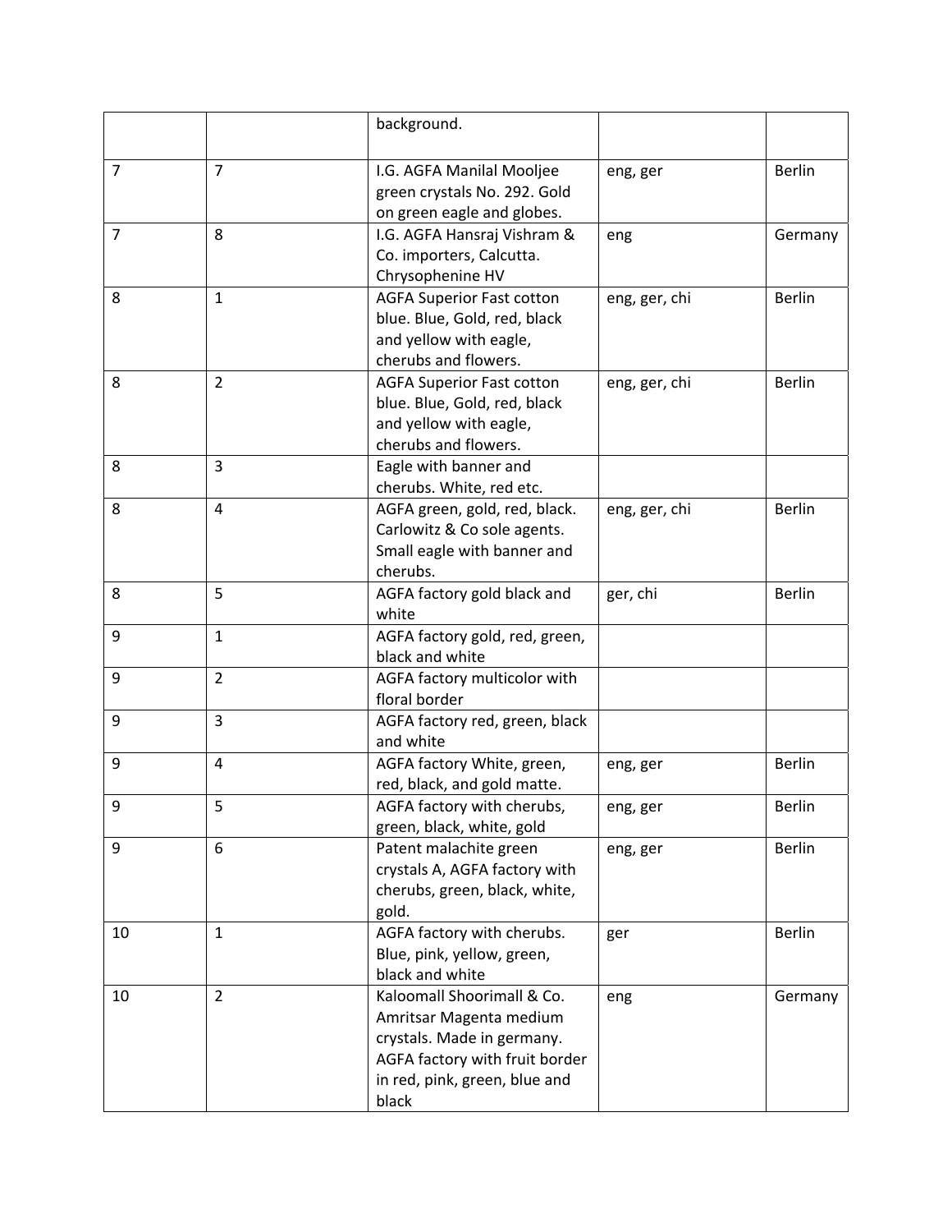| | | | | |
|---|---|---|---|---|
| | | background. | | |
| 7 | 7 | I.G. AGFA Manilal Mooljee green crystals No. 292. Gold on green eagle and globes. | eng, ger | Berlin |
| 7 | 8 | I.G. AGFA Hansraj Vishram & Co. importers, Calcutta. Chrysophenine HV | eng | Germany |
| 8 | 1 | AGFA Superior Fast cotton blue. Blue, Gold, red, black and yellow with eagle, cherubs and flowers. | eng, ger, chi | Berlin |
| 8 | 2 | AGFA Superior Fast cotton blue. Blue, Gold, red, black and yellow with eagle, cherubs and flowers. | eng, ger, chi | Berlin |
| 8 | 3 | Eagle with banner and cherubs. White, red etc. | | |
| 8 | 4 | AGFA green, gold, red, black. Carlowitz & Co sole agents. Small eagle with banner and cherubs. | eng, ger, chi | Berlin |
| 8 | 5 | AGFA factory gold black and white | ger, chi | Berlin |
| 9 | 1 | AGFA factory gold, red, green, black and white | | |
| 9 | 2 | AGFA factory multicolor with floral border | | |
| 9 | 3 | AGFA factory red, green, black and white | | |
| 9 | 4 | AGFA factory White, green, red, black, and gold matte. | eng, ger | Berlin |
| 9 | 5 | AGFA factory with cherubs, green, black, white, gold | eng, ger | Berlin |
| 9 | 6 | Patent malachite green crystals A, AGFA factory with cherubs, green, black, white, gold. | eng, ger | Berlin |
| 10 | 1 | AGFA factory with cherubs. Blue, pink, yellow, green, black and white | ger | Berlin |
| 10 | 2 | Kaloomall Shoorimall & Co. Amritsar Magenta medium crystals. Made in germany. AGFA factory with fruit border in red, pink, green, blue and black | eng | Germany |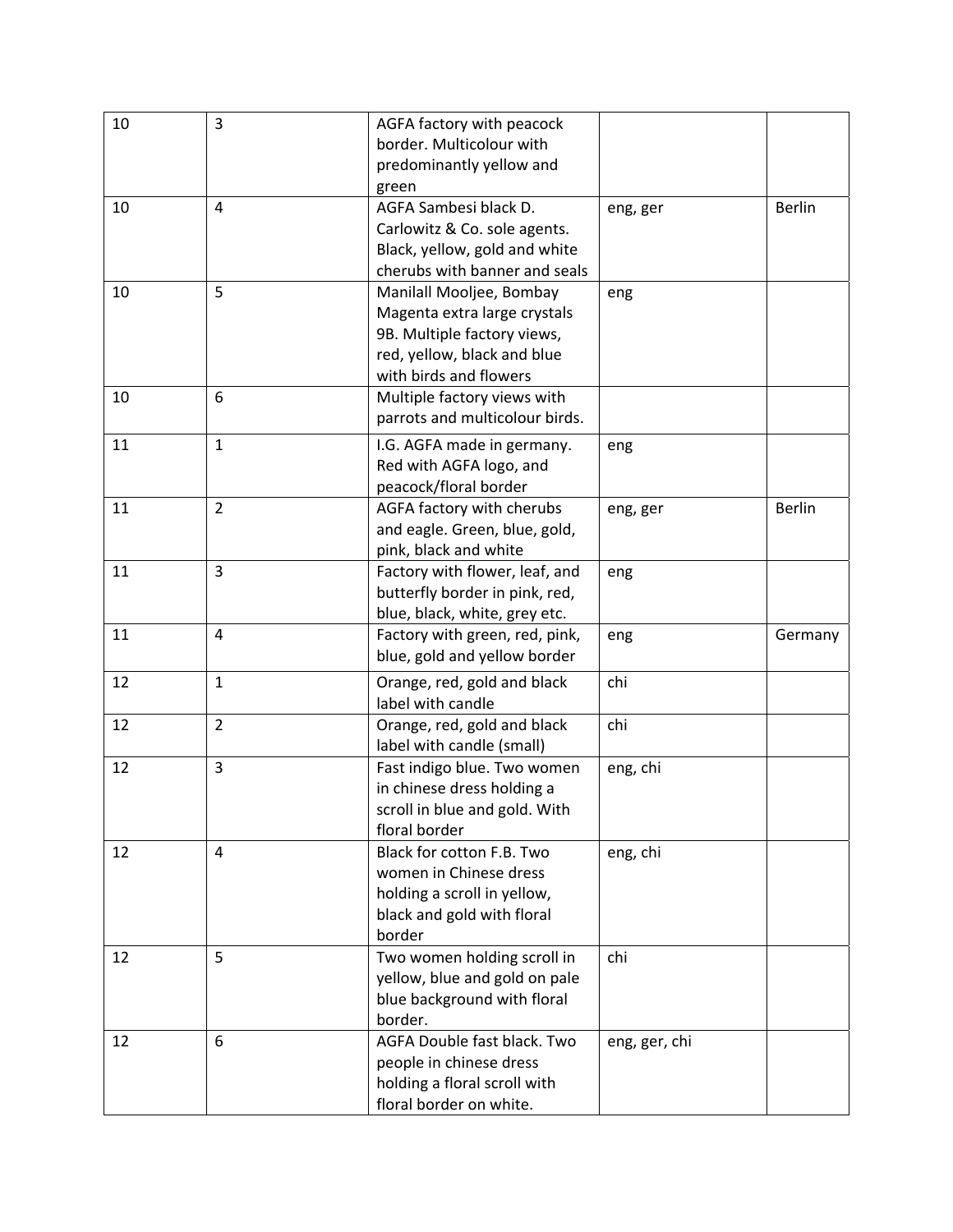| | | | | |
|---|---|---|---|---|
| 10 | 3 | AGFA factory with peacock border. Multicolour with predominantly yellow and green | | |
| 10 | 4 | AGFA Sambesi black D. Carlowitz & Co. sole agents. Black, yellow, gold and white cherubs with banner and seals | eng, ger | Berlin |
| 10 | 5 | Manilall Mooljee, Bombay Magenta extra large crystals 9B. Multiple factory views, red, yellow, black and blue with birds and flowers | eng | |
| 10 | 6 | Multiple factory views with parrots and multicolour birds. | | |
| 11 | 1 | I.G. AGFA made in germany. Red with AGFA logo, and peacock/floral border | eng | |
| 11 | 2 | AGFA factory with cherubs and eagle. Green, blue, gold, pink, black and white | eng, ger | Berlin |
| 11 | 3 | Factory with flower, leaf, and butterfly border in pink, red, blue, black, white, grey etc. | eng | |
| 11 | 4 | Factory with green, red, pink, blue, gold and yellow border | eng | Germany |
| 12 | 1 | Orange, red, gold and black label with candle | chi | |
| 12 | 2 | Orange, red, gold and black label with candle (small) | chi | |
| 12 | 3 | Fast indigo blue. Two women in chinese dress holding a scroll in blue and gold. With floral border | eng, chi | |
| 12 | 4 | Black for cotton F.B. Two women in Chinese dress holding a scroll in yellow, black and gold with floral border | eng, chi | |
| 12 | 5 | Two women holding scroll in yellow, blue and gold on pale blue background with floral border. | chi | |
| 12 | 6 | AGFA Double fast black. Two people in chinese dress holding a floral scroll with floral border on white. | eng, ger, chi | |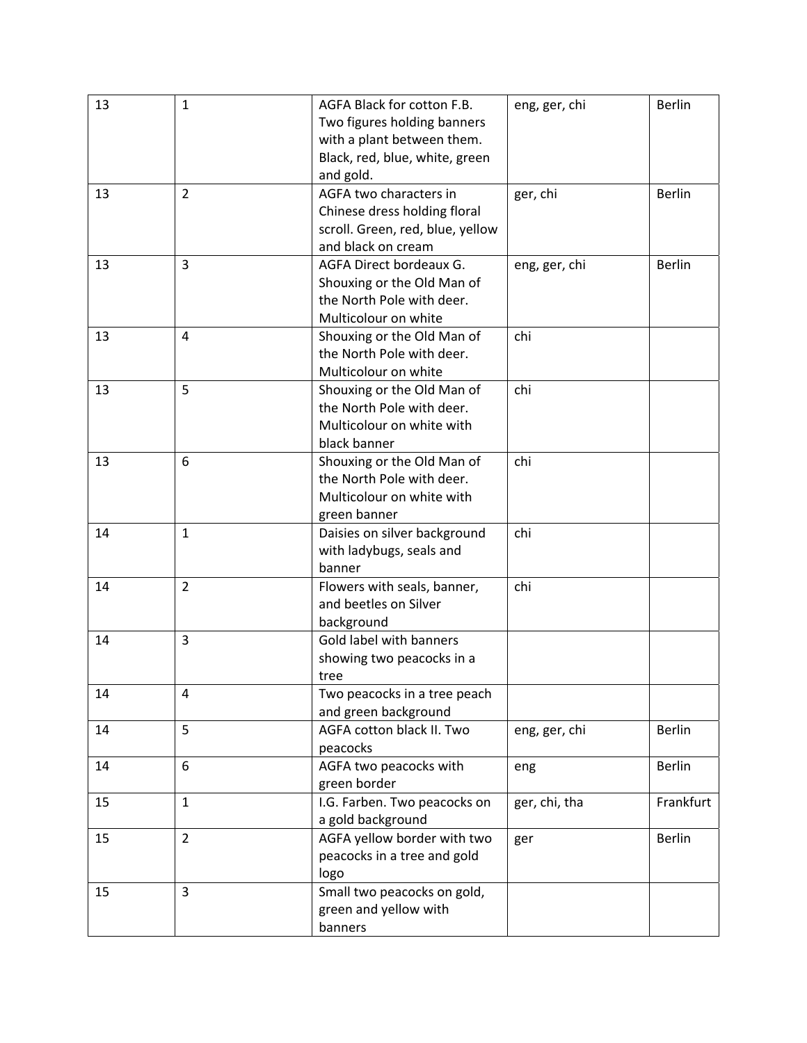| | | | | |
|---|---|---|---|---|
| 13 | 1 | AGFA Black for cotton F.B. Two figures holding banners with a plant between them. Black, red, blue, white, green and gold. | eng, ger, chi | Berlin |
| 13 | 2 | AGFA two characters in Chinese dress holding floral scroll. Green, red, blue, yellow and black on cream | ger, chi | Berlin |
| 13 | 3 | AGFA Direct bordeaux G. Shouxing or the Old Man of the North Pole with deer. Multicolour on white | eng, ger, chi | Berlin |
| 13 | 4 | Shouxing or the Old Man of the North Pole with deer. Multicolour on white | chi | |
| 13 | 5 | Shouxing or the Old Man of the North Pole with deer. Multicolour on white with black banner | chi | |
| 13 | 6 | Shouxing or the Old Man of the North Pole with deer. Multicolour on white with green banner | chi | |
| 14 | 1 | Daisies on silver background with ladybugs, seals and banner | chi | |
| 14 | 2 | Flowers with seals, banner, and beetles on Silver background | chi | |
| 14 | 3 | Gold label with banners showing two peacocks in a tree | | |
| 14 | 4 | Two peacocks in a tree peach and green background | | |
| 14 | 5 | AGFA cotton black II. Two peacocks | eng, ger, chi | Berlin |
| 14 | 6 | AGFA two peacocks with green border | eng | Berlin |
| 15 | 1 | I.G. Farben. Two peacocks on a gold background | ger, chi, tha | Frankfurt |
| 15 | 2 | AGFA yellow border with two peacocks in a tree and gold logo | ger | Berlin |
| 15 | 3 | Small two peacocks on gold, green and yellow with banners | | |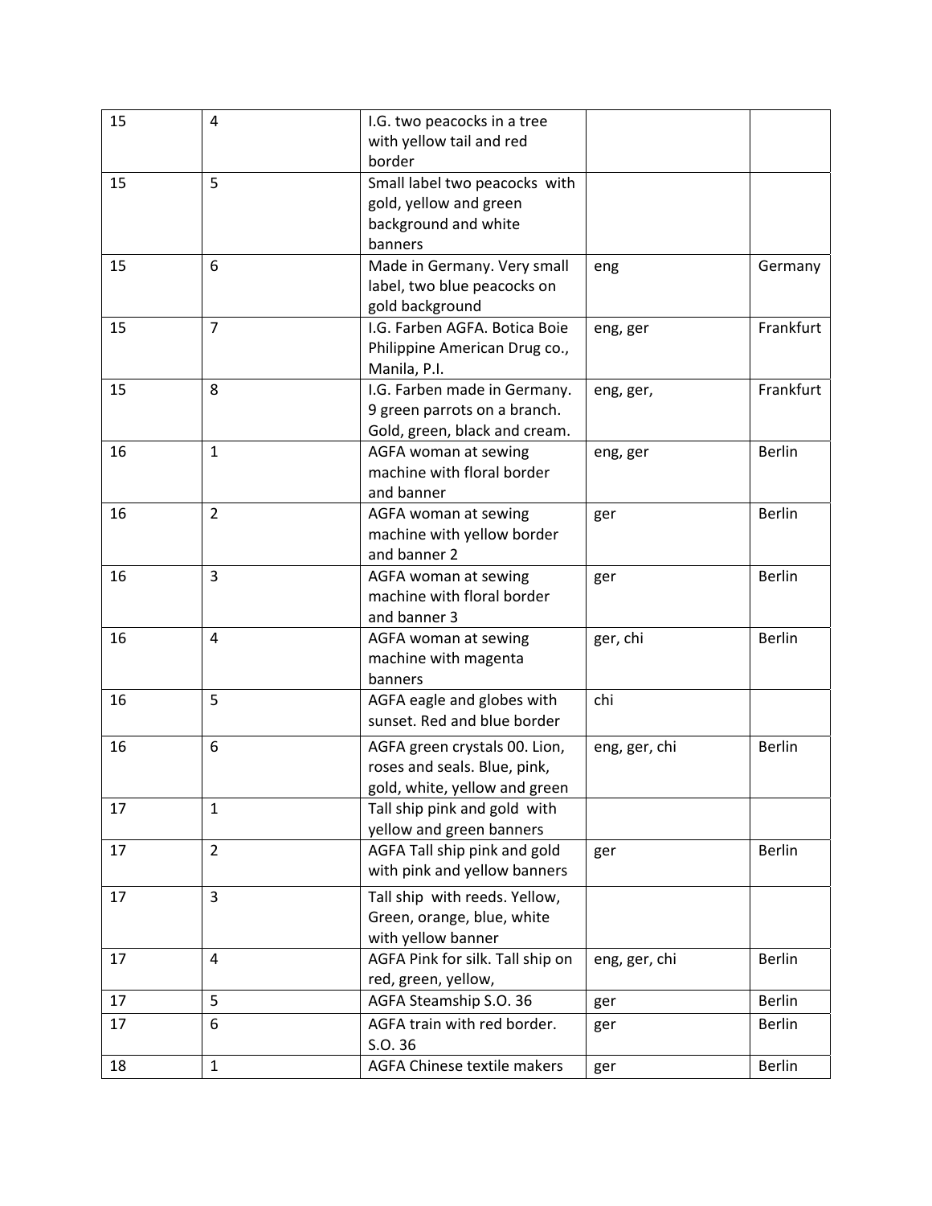| | | | | |
|---|---|---|---|---|
| 15 | 4 | I.G. two peacocks in a tree with yellow tail and red border | | |
| 15 | 5 | Small label two peacocks with gold, yellow and green background and white banners | | |
| 15 | 6 | Made in Germany. Very small label, two blue peacocks on gold background | eng | Germany |
| 15 | 7 | I.G. Farben AGFA. Botica Boie Philippine American Drug co., Manila, P.I. | eng, ger | Frankfurt |
| 15 | 8 | I.G. Farben made in Germany. 9 green parrots on a branch. Gold, green, black and cream. | eng, ger, | Frankfurt |
| 16 | 1 | AGFA woman at sewing machine with floral border and banner | eng, ger | Berlin |
| 16 | 2 | AGFA woman at sewing machine with yellow border and banner 2 | ger | Berlin |
| 16 | 3 | AGFA woman at sewing machine with floral border and banner 3 | ger | Berlin |
| 16 | 4 | AGFA woman at sewing machine with magenta banners | ger, chi | Berlin |
| 16 | 5 | AGFA eagle and globes with sunset. Red and blue border | chi | |
| 16 | 6 | AGFA green crystals 00. Lion, roses and seals. Blue, pink, gold, white, yellow and green | eng, ger, chi | Berlin |
| 17 | 1 | Tall ship pink and gold with yellow and green banners | | |
| 17 | 2 | AGFA Tall ship pink and gold with pink and yellow banners | ger | Berlin |
| 17 | 3 | Tall ship with reeds. Yellow, Green, orange, blue, white with yellow banner | | |
| 17 | 4 | AGFA Pink for silk. Tall ship on red, green, yellow, | eng, ger, chi | Berlin |
| 17 | 5 | AGFA Steamship S.O. 36 | ger | Berlin |
| 17 | 6 | AGFA train with red border. S.O. 36 | ger | Berlin |
| 18 | 1 | AGFA Chinese textile makers | ger | Berlin |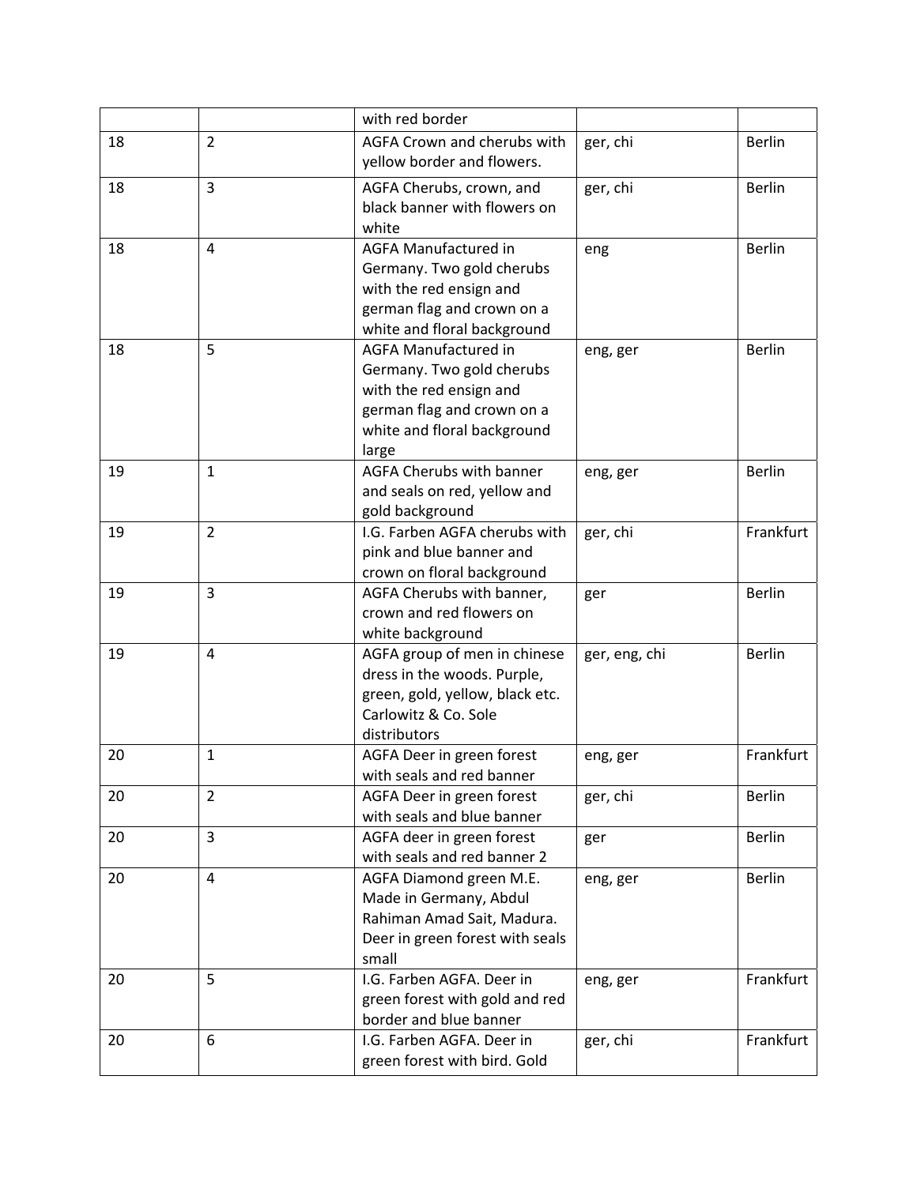|  |  | with red border |  |  |
|---|---|---|---|---|
| 18 | 2 | AGFA Crown and cherubs with yellow border and flowers. | ger, chi | Berlin |
| 18 | 3 | AGFA Cherubs, crown, and black banner with flowers on white | ger, chi | Berlin |
| 18 | 4 | AGFA Manufactured in Germany. Two gold cherubs with the red ensign and german flag and crown on a white and floral background | eng | Berlin |
| 18 | 5 | AGFA Manufactured in Germany. Two gold cherubs with the red ensign and german flag and crown on a white and floral background large | eng, ger | Berlin |
| 19 | 1 | AGFA Cherubs with banner and seals on red, yellow and gold background | eng, ger | Berlin |
| 19 | 2 | I.G. Farben AGFA cherubs with pink and blue banner and crown on floral background | ger, chi | Frankfurt |
| 19 | 3 | AGFA Cherubs with banner, crown and red flowers on white background | ger | Berlin |
| 19 | 4 | AGFA group of men in chinese dress in the woods. Purple, green, gold, yellow, black etc. Carlowitz & Co. Sole distributors | ger, eng, chi | Berlin |
| 20 | 1 | AGFA Deer in green forest with seals and red banner | eng, ger | Frankfurt |
| 20 | 2 | AGFA Deer in green forest with seals and blue banner | ger, chi | Berlin |
| 20 | 3 | AGFA deer in green forest with seals and red banner 2 | ger | Berlin |
| 20 | 4 | AGFA Diamond green M.E. Made in Germany, Abdul Rahiman Amad Sait, Madura. Deer in green forest with seals small | eng, ger | Berlin |
| 20 | 5 | I.G. Farben AGFA. Deer in green forest with gold and red border and blue banner | eng, ger | Frankfurt |
| 20 | 6 | I.G. Farben AGFA. Deer in green forest with bird. Gold | ger, chi | Frankfurt |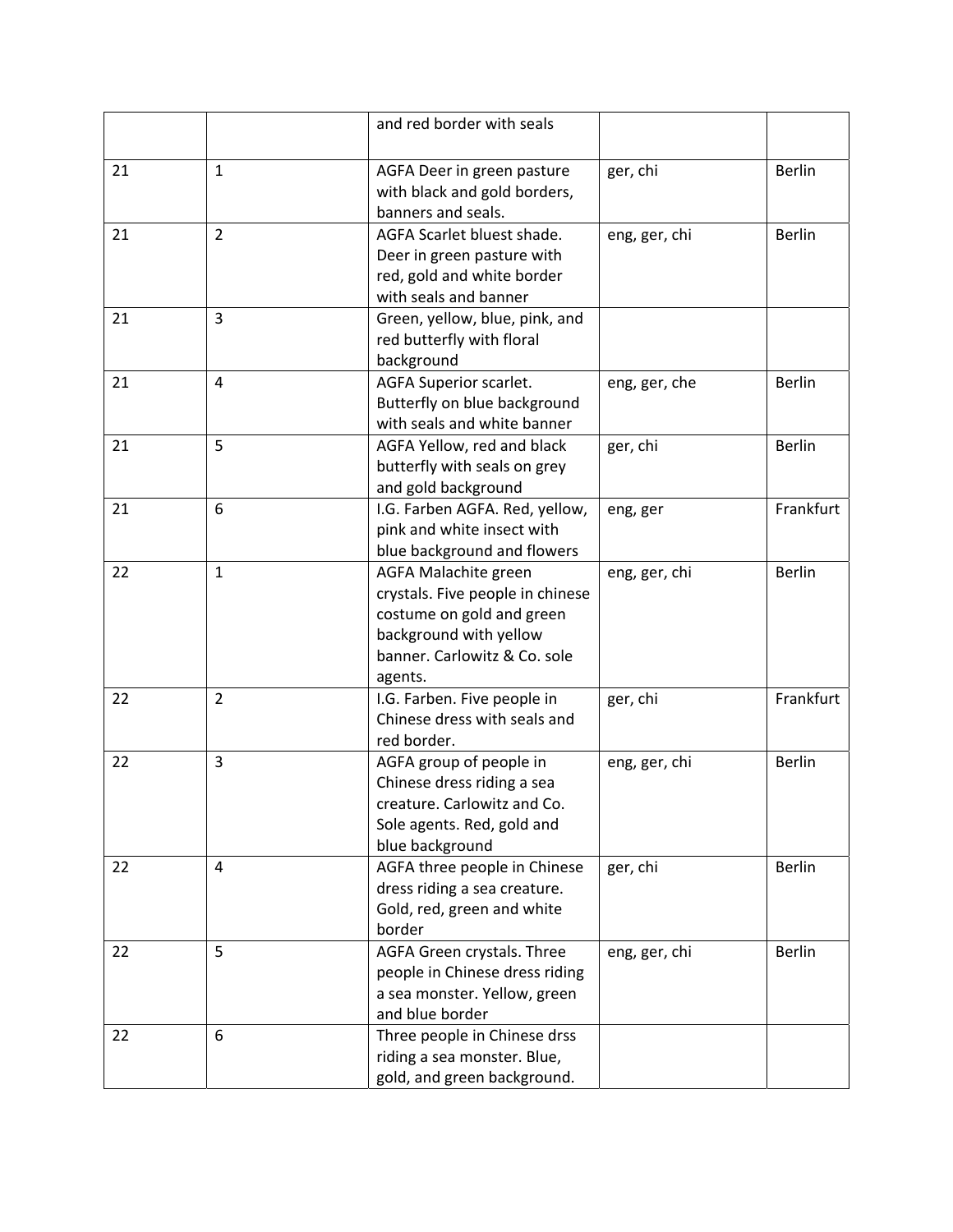|  |  |  |  |  |
|---|---|---|---|---|
|  |  | and red border with seals |  |  |
| 21 | 1 | AGFA Deer in green pasture with black and gold borders, banners and seals. | ger, chi | Berlin |
| 21 | 2 | AGFA Scarlet bluest shade. Deer in green pasture with red, gold and white border with seals and banner | eng, ger, chi | Berlin |
| 21 | 3 | Green, yellow, blue, pink, and red butterfly with floral background |  |  |
| 21 | 4 | AGFA Superior scarlet. Butterfly on blue background with seals and white banner | eng, ger, che | Berlin |
| 21 | 5 | AGFA Yellow, red and black butterfly with seals on grey and gold background | ger, chi | Berlin |
| 21 | 6 | I.G. Farben AGFA. Red, yellow, pink and white insect with blue background and flowers | eng, ger | Frankfurt |
| 22 | 1 | AGFA Malachite green crystals. Five people in chinese costume on gold and green background with yellow banner. Carlowitz & Co. sole agents. | eng, ger, chi | Berlin |
| 22 | 2 | I.G. Farben. Five people in Chinese dress with seals and red border. | ger, chi | Frankfurt |
| 22 | 3 | AGFA group of people in Chinese dress riding a sea creature. Carlowitz and Co. Sole agents. Red, gold and blue background | eng, ger, chi | Berlin |
| 22 | 4 | AGFA three people in Chinese dress riding a sea creature. Gold, red, green and white border | ger, chi | Berlin |
| 22 | 5 | AGFA Green crystals. Three people in Chinese dress riding a sea monster. Yellow, green and blue border | eng, ger, chi | Berlin |
| 22 | 6 | Three people in Chinese drss riding a sea monster. Blue, gold, and green background. |  |  |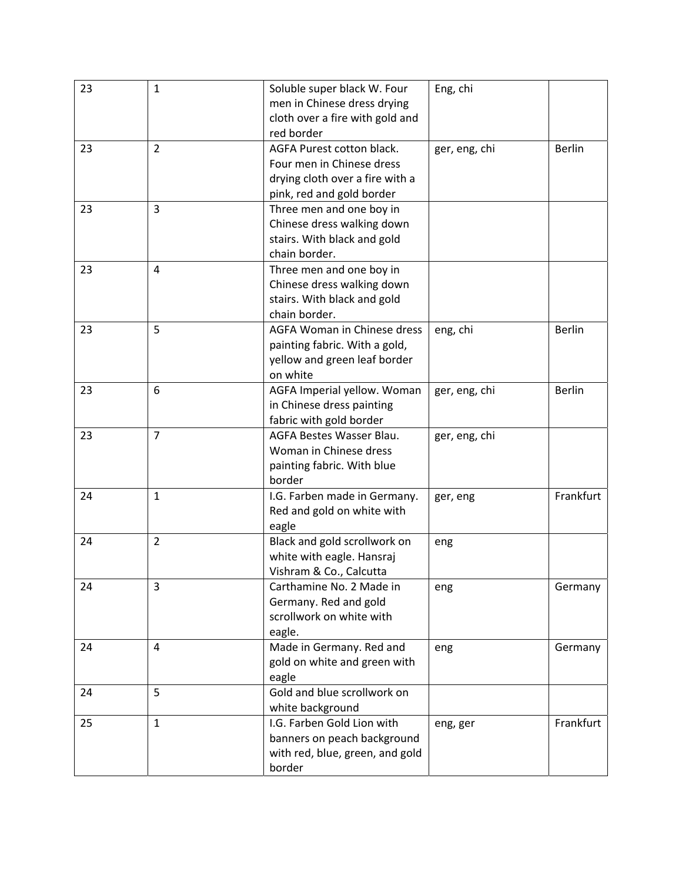| 23 | 1 | Soluble super black W. Four men in Chinese dress drying cloth over a fire with gold and red border | Eng, chi | |
|---|---|---|---|---|
| 23 | 2 | AGFA Purest cotton black. Four men in Chinese dress drying cloth over a fire with a pink, red and gold border | ger, eng, chi | Berlin |
| 23 | 3 | Three men and one boy in Chinese dress walking down stairs. With black and gold chain border. | | |
| 23 | 4 | Three men and one boy in Chinese dress walking down stairs. With black and gold chain border. | | |
| 23 | 5 | AGFA Woman in Chinese dress painting fabric. With a gold, yellow and green leaf border on white | eng, chi | Berlin |
| 23 | 6 | AGFA Imperial yellow. Woman in Chinese dress painting fabric with gold border | ger, eng, chi | Berlin |
| 23 | 7 | AGFA Bestes Wasser Blau. Woman in Chinese dress painting fabric. With blue border | ger, eng, chi | |
| 24 | 1 | I.G. Farben made in Germany. Red and gold on white with eagle | ger, eng | Frankfurt |
| 24 | 2 | Black and gold scrollwork on white with eagle. Hansraj Vishram & Co., Calcutta | eng | |
| 24 | 3 | Carthamine No. 2 Made in Germany. Red and gold scrollwork on white with eagle. | eng | Germany |
| 24 | 4 | Made in Germany. Red and gold on white and green with eagle | eng | Germany |
| 24 | 5 | Gold and blue scrollwork on white background | | |
| 25 | 1 | I.G. Farben Gold Lion with banners on peach background with red, blue, green, and gold border | eng, ger | Frankfurt |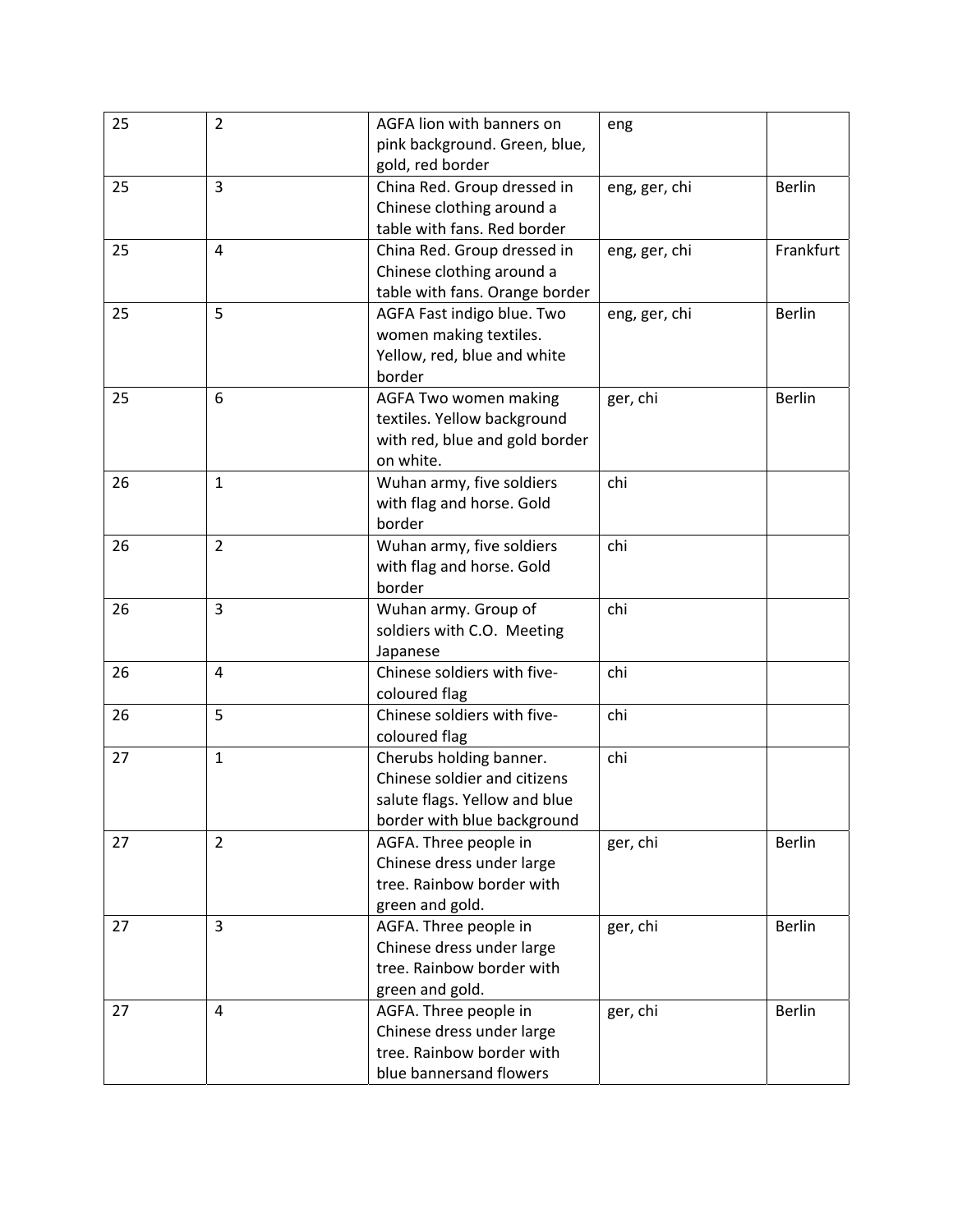| | | | | |
|---|---|---|---|---|
| 25 | 2 | AGFA lion with banners on pink background. Green, blue, gold, red border | eng | |
| 25 | 3 | China Red. Group dressed in Chinese clothing around a table with fans. Red border | eng, ger, chi | Berlin |
| 25 | 4 | China Red. Group dressed in Chinese clothing around a table with fans. Orange border | eng, ger, chi | Frankfurt |
| 25 | 5 | AGFA Fast indigo blue. Two women making textiles. Yellow, red, blue and white border | eng, ger, chi | Berlin |
| 25 | 6 | AGFA Two women making textiles. Yellow background with red, blue and gold border on white. | ger, chi | Berlin |
| 26 | 1 | Wuhan army, five soldiers with flag and horse. Gold border | chi | |
| 26 | 2 | Wuhan army, five soldiers with flag and horse. Gold border | chi | |
| 26 | 3 | Wuhan army. Group of soldiers with C.O. Meeting Japanese | chi | |
| 26 | 4 | Chinese soldiers with five-coloured flag | chi | |
| 26 | 5 | Chinese soldiers with five-coloured flag | chi | |
| 27 | 1 | Cherubs holding banner. Chinese soldier and citizens salute flags. Yellow and blue border with blue background | chi | |
| 27 | 2 | AGFA. Three people in Chinese dress under large tree. Rainbow border with green and gold. | ger, chi | Berlin |
| 27 | 3 | AGFA. Three people in Chinese dress under large tree. Rainbow border with green and gold. | ger, chi | Berlin |
| 27 | 4 | AGFA. Three people in Chinese dress under large tree. Rainbow border with blue bannersand flowers | ger, chi | Berlin |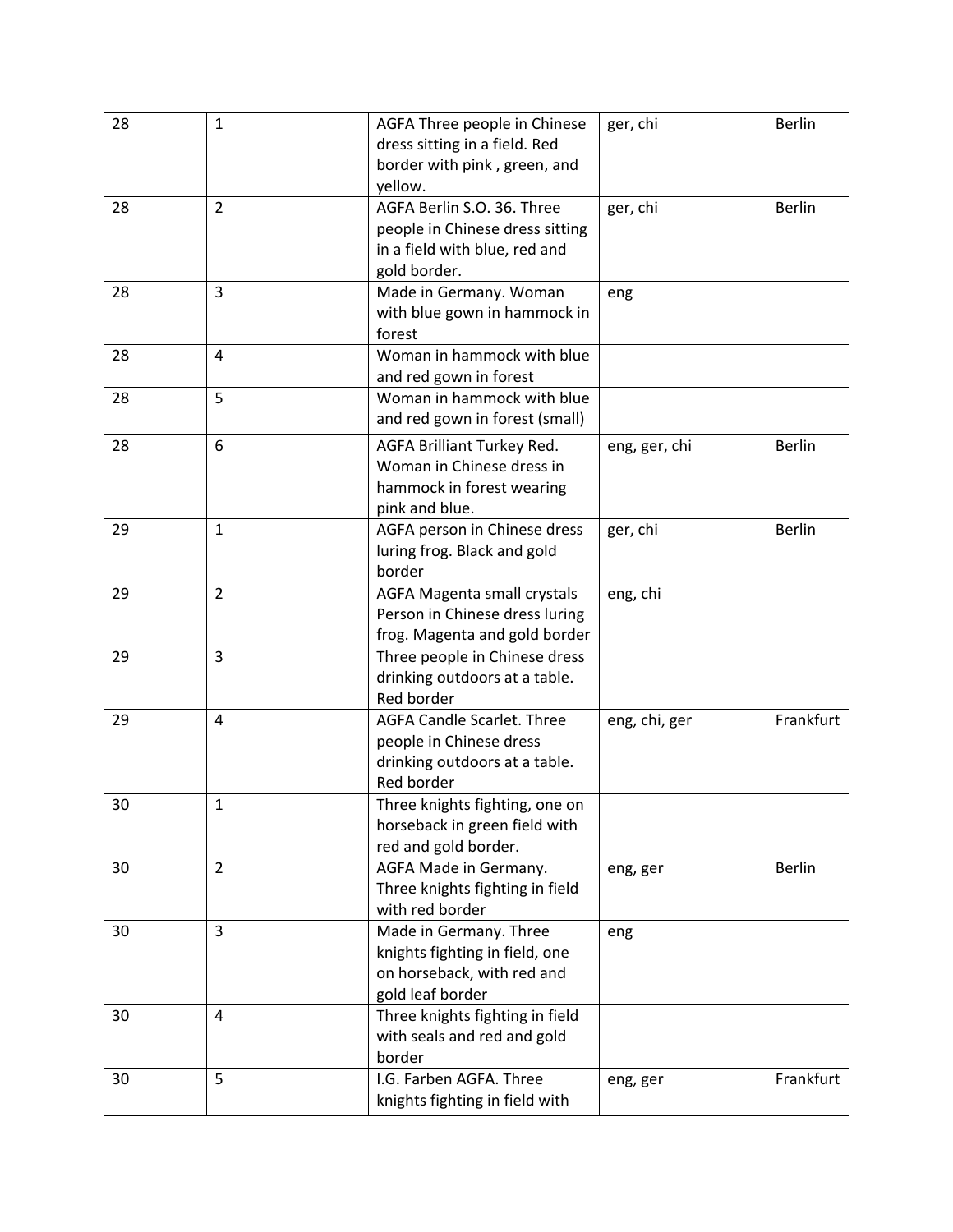| | | | | |
|---|---|---|---|---|
| 28 | 1 | AGFA Three people in Chinese dress sitting in a field. Red border with pink , green, and yellow. | ger, chi | Berlin |
| 28 | 2 | AGFA Berlin S.O. 36. Three people in Chinese dress sitting in a field with blue, red and gold border. | ger, chi | Berlin |
| 28 | 3 | Made in Germany. Woman with blue gown in hammock in forest | eng | |
| 28 | 4 | Woman in hammock with blue and red gown in forest | | |
| 28 | 5 | Woman in hammock with blue and red gown in forest (small) | | |
| 28 | 6 | AGFA Brilliant Turkey Red. Woman in Chinese dress in hammock in forest wearing pink and blue. | eng, ger, chi | Berlin |
| 29 | 1 | AGFA person in Chinese dress luring frog. Black and gold border | ger, chi | Berlin |
| 29 | 2 | AGFA Magenta small crystals Person in Chinese dress luring frog. Magenta and gold border | eng, chi | |
| 29 | 3 | Three people in Chinese dress drinking outdoors at a table. Red border | | |
| 29 | 4 | AGFA Candle Scarlet. Three people in Chinese dress drinking outdoors at a table. Red border | eng, chi, ger | Frankfurt |
| 30 | 1 | Three knights fighting, one on horseback in green field with red and gold border. | | |
| 30 | 2 | AGFA Made in Germany. Three knights fighting in field with red border | eng, ger | Berlin |
| 30 | 3 | Made in Germany. Three knights fighting in field, one on horseback, with red and gold leaf border | eng | |
| 30 | 4 | Three knights fighting in field with seals and red and gold border | | |
| 30 | 5 | I.G. Farben AGFA. Three knights fighting in field with | eng, ger | Frankfurt |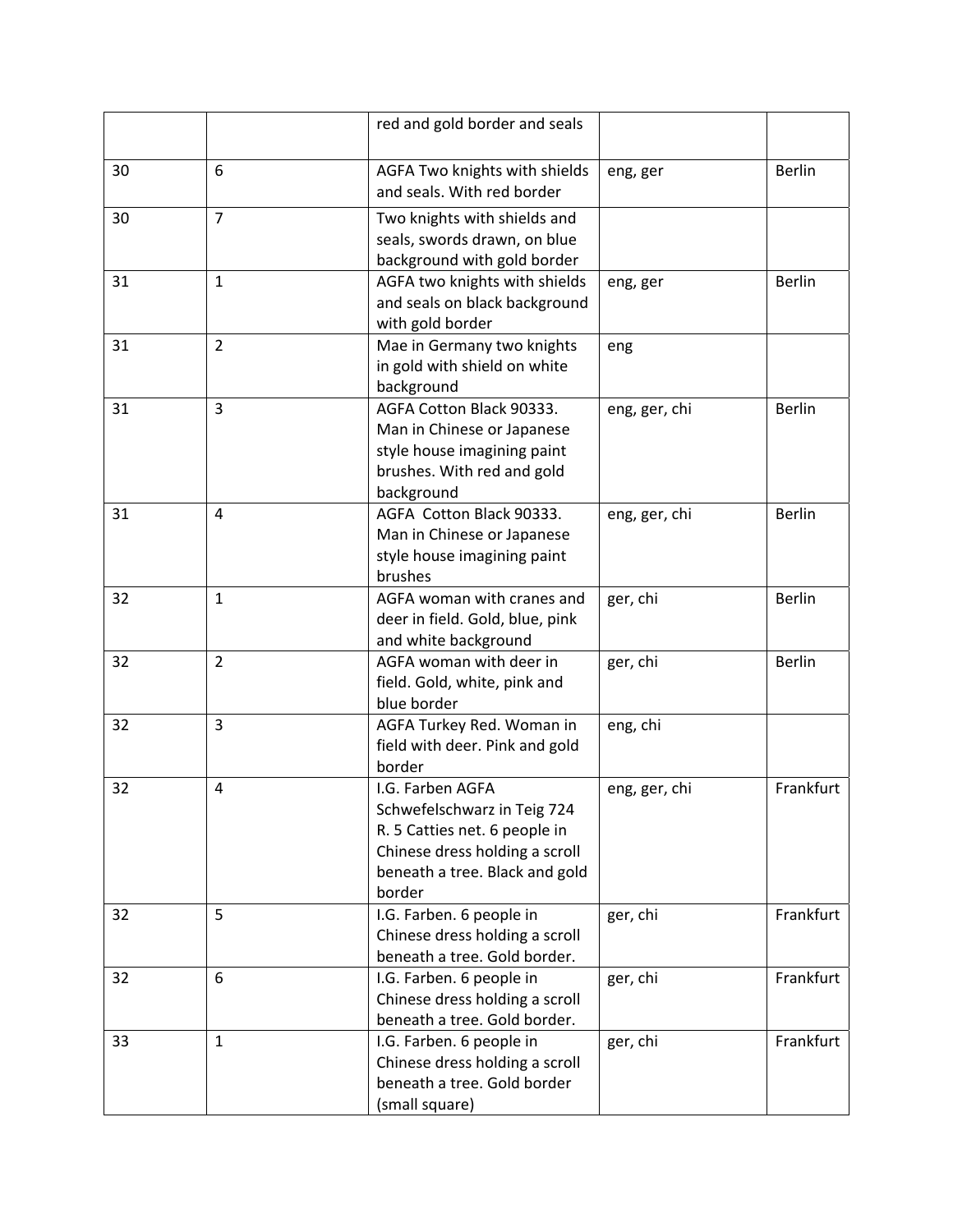| | | | | |
|---|---|---|---|---|
| | | red and gold border and seals | | |
| 30 | 6 | AGFA Two knights with shields and seals. With red border | eng, ger | Berlin |
| 30 | 7 | Two knights with shields and seals, swords drawn, on blue background with gold border | | |
| 31 | 1 | AGFA two knights with shields and seals on black background with gold border | eng, ger | Berlin |
| 31 | 2 | Mae in Germany two knights in gold with shield on white background | eng | |
| 31 | 3 | AGFA Cotton Black 90333. Man in Chinese or Japanese style house imagining paint brushes. With red and gold background | eng, ger, chi | Berlin |
| 31 | 4 | AGFA Cotton Black 90333. Man in Chinese or Japanese style house imagining paint brushes | eng, ger, chi | Berlin |
| 32 | 1 | AGFA woman with cranes and deer in field. Gold, blue, pink and white background | ger, chi | Berlin |
| 32 | 2 | AGFA woman with deer in field. Gold, white, pink and blue border | ger, chi | Berlin |
| 32 | 3 | AGFA Turkey Red. Woman in field with deer. Pink and gold border | eng, chi | |
| 32 | 4 | I.G. Farben AGFA Schwefelschwarz in Teig 724 R. 5 Catties net. 6 people in Chinese dress holding a scroll beneath a tree. Black and gold border | eng, ger, chi | Frankfurt |
| 32 | 5 | I.G. Farben. 6 people in Chinese dress holding a scroll beneath a tree. Gold border. | ger, chi | Frankfurt |
| 32 | 6 | I.G. Farben. 6 people in Chinese dress holding a scroll beneath a tree. Gold border. | ger, chi | Frankfurt |
| 33 | 1 | I.G. Farben. 6 people in Chinese dress holding a scroll beneath a tree. Gold border (small square) | ger, chi | Frankfurt |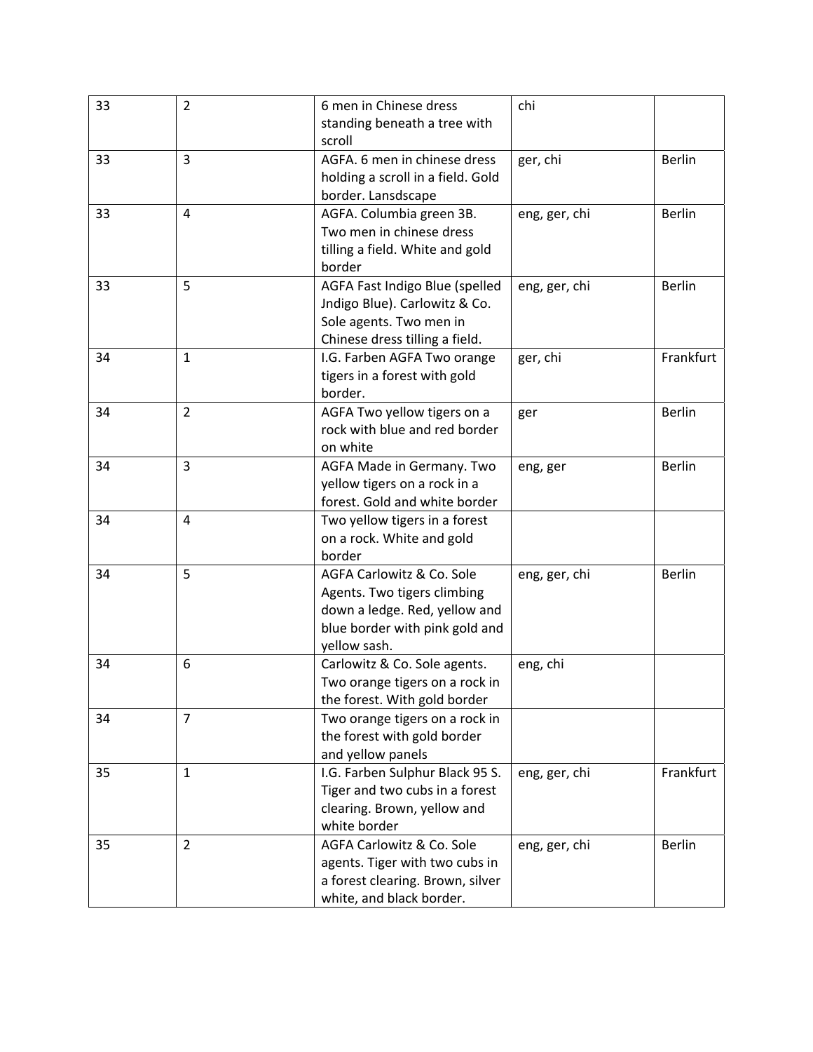| | | | | |
|---|---|---|---|---|
| 33 | 2 | 6 men in Chinese dress standing beneath a tree with scroll | chi | |
| 33 | 3 | AGFA. 6 men in chinese dress holding a scroll in a field. Gold border. Lansdscape | ger, chi | Berlin |
| 33 | 4 | AGFA. Columbia green 3B. Two men in chinese dress tilling a field. White and gold border | eng, ger, chi | Berlin |
| 33 | 5 | AGFA Fast Indigo Blue (spelled Jndigo Blue). Carlowitz & Co. Sole agents. Two men in Chinese dress tilling a field. | eng, ger, chi | Berlin |
| 34 | 1 | I.G. Farben AGFA Two orange tigers in a forest with gold border. | ger, chi | Frankfurt |
| 34 | 2 | AGFA Two yellow tigers on a rock with blue and red border on white | ger | Berlin |
| 34 | 3 | AGFA Made in Germany. Two yellow tigers on a rock in a forest. Gold and white border | eng, ger | Berlin |
| 34 | 4 | Two yellow tigers in a forest on a rock. White and gold border | | |
| 34 | 5 | AGFA Carlowitz & Co. Sole Agents. Two tigers climbing down a ledge. Red, yellow and blue border with pink gold and yellow sash. | eng, ger, chi | Berlin |
| 34 | 6 | Carlowitz & Co. Sole agents. Two orange tigers on a rock in the forest. With gold border | eng, chi | |
| 34 | 7 | Two orange tigers on a rock in the forest with gold border and yellow panels | | |
| 35 | 1 | I.G. Farben Sulphur Black 95 S. Tiger and two cubs in a forest clearing. Brown, yellow and white border | eng, ger, chi | Frankfurt |
| 35 | 2 | AGFA Carlowitz & Co. Sole agents. Tiger with two cubs in a forest clearing. Brown, silver white, and black border. | eng, ger, chi | Berlin |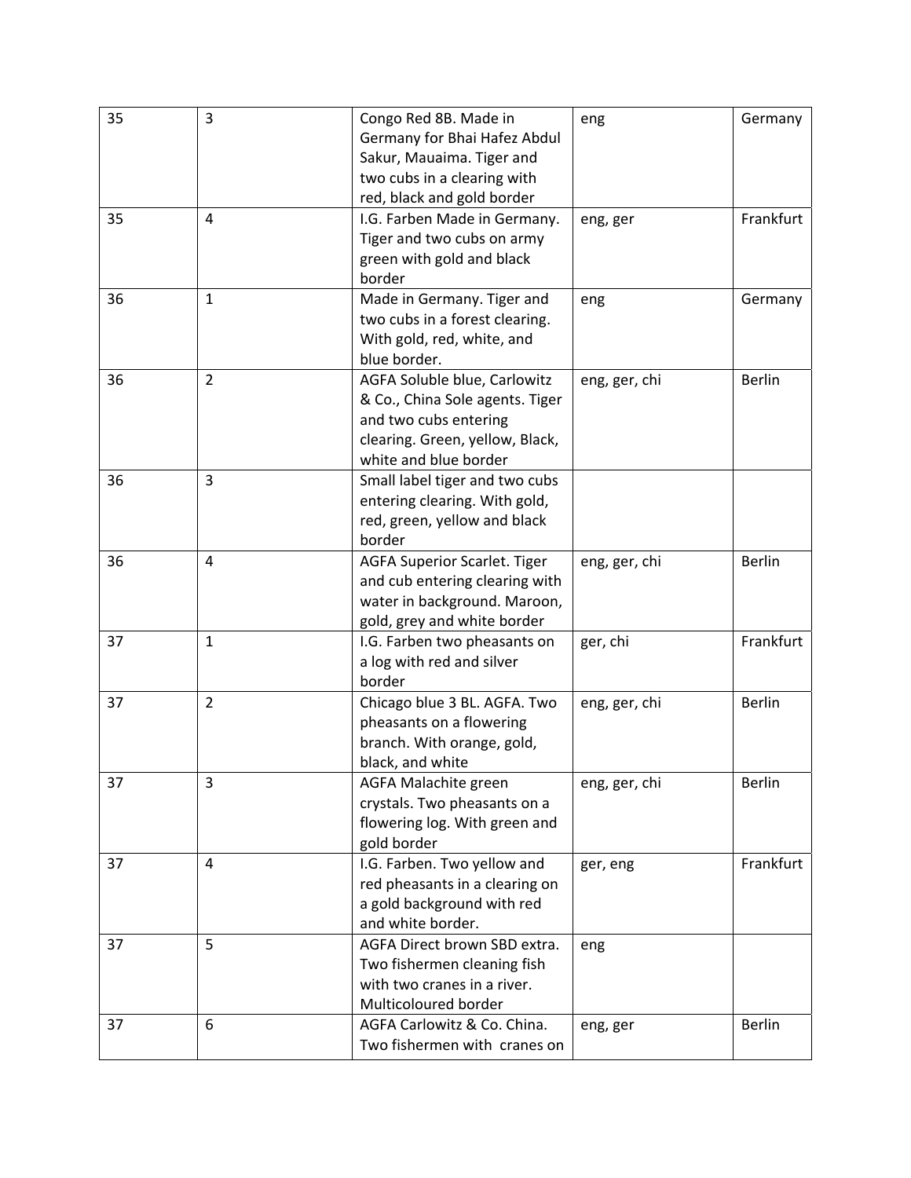| | | | | |
|---|---|---|---|---|
| 35 | 3 | Congo Red 8B. Made in Germany for Bhai Hafez Abdul Sakur, Mauaima. Tiger and two cubs in a clearing with red, black and gold border | eng | Germany |
| 35 | 4 | I.G. Farben Made in Germany. Tiger and two cubs on army green with gold and black border | eng, ger | Frankfurt |
| 36 | 1 | Made in Germany. Tiger and two cubs in a forest clearing. With gold, red, white, and blue border. | eng | Germany |
| 36 | 2 | AGFA Soluble blue, Carlowitz & Co., China Sole agents. Tiger and two cubs entering clearing. Green, yellow, Black, white and blue border | eng, ger, chi | Berlin |
| 36 | 3 | Small label tiger and two cubs entering clearing. With gold, red, green, yellow and black border | | |
| 36 | 4 | AGFA Superior Scarlet. Tiger and cub entering clearing with water in background. Maroon, gold, grey and white border | eng, ger, chi | Berlin |
| 37 | 1 | I.G. Farben two pheasants on a log with red and silver border | ger, chi | Frankfurt |
| 37 | 2 | Chicago blue 3 BL. AGFA. Two pheasants on a flowering branch. With orange, gold, black, and white | eng, ger, chi | Berlin |
| 37 | 3 | AGFA Malachite green crystals. Two pheasants on a flowering log. With green and gold border | eng, ger, chi | Berlin |
| 37 | 4 | I.G. Farben. Two yellow and red pheasants in a clearing on a gold background with red and white border. | ger, eng | Frankfurt |
| 37 | 5 | AGFA Direct brown SBD extra. Two fishermen cleaning fish with two cranes in a river. Multicoloured border | eng | |
| 37 | 6 | AGFA Carlowitz & Co. China. Two fishermen with cranes on | eng, ger | Berlin |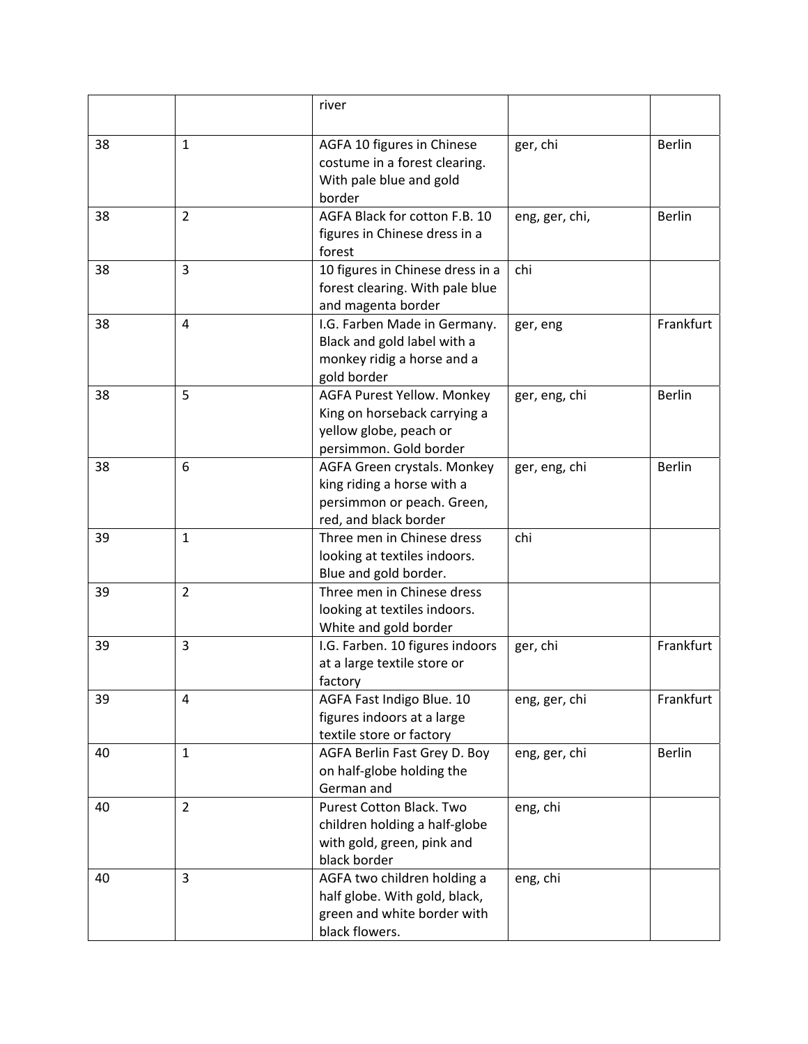| | | river | | |
|---|---|---|---|---|
| 38 | 1 | AGFA 10 figures in Chinese costume in a forest clearing. With pale blue and gold border | ger, chi | Berlin |
| 38 | 2 | AGFA Black for cotton F.B. 10 figures in Chinese dress in a forest | eng, ger, chi, | Berlin |
| 38 | 3 | 10 figures in Chinese dress in a forest clearing. With pale blue and magenta border | chi | |
| 38 | 4 | I.G. Farben Made in Germany. Black and gold label with a monkey ridig a horse and a gold border | ger, eng | Frankfurt |
| 38 | 5 | AGFA Purest Yellow. Monkey King on horseback carrying a yellow globe, peach or persimmon. Gold border | ger, eng, chi | Berlin |
| 38 | 6 | AGFA Green crystals. Monkey king riding a horse with a persimmon or peach. Green, red, and black border | ger, eng, chi | Berlin |
| 39 | 1 | Three men in Chinese dress looking at textiles indoors. Blue and gold border. | chi | |
| 39 | 2 | Three men in Chinese dress looking at textiles indoors. White and gold border | | |
| 39 | 3 | I.G. Farben. 10 figures indoors at a large textile store or factory | ger, chi | Frankfurt |
| 39 | 4 | AGFA Fast Indigo Blue. 10 figures indoors at a large textile store or factory | eng, ger, chi | Frankfurt |
| 40 | 1 | AGFA Berlin Fast Grey D. Boy on half-globe holding the German and | eng, ger, chi | Berlin |
| 40 | 2 | Purest Cotton Black. Two children holding a half-globe with gold, green, pink and black border | eng, chi | |
| 40 | 3 | AGFA two children holding a half globe. With gold, black, green and white border with black flowers. | eng, chi | |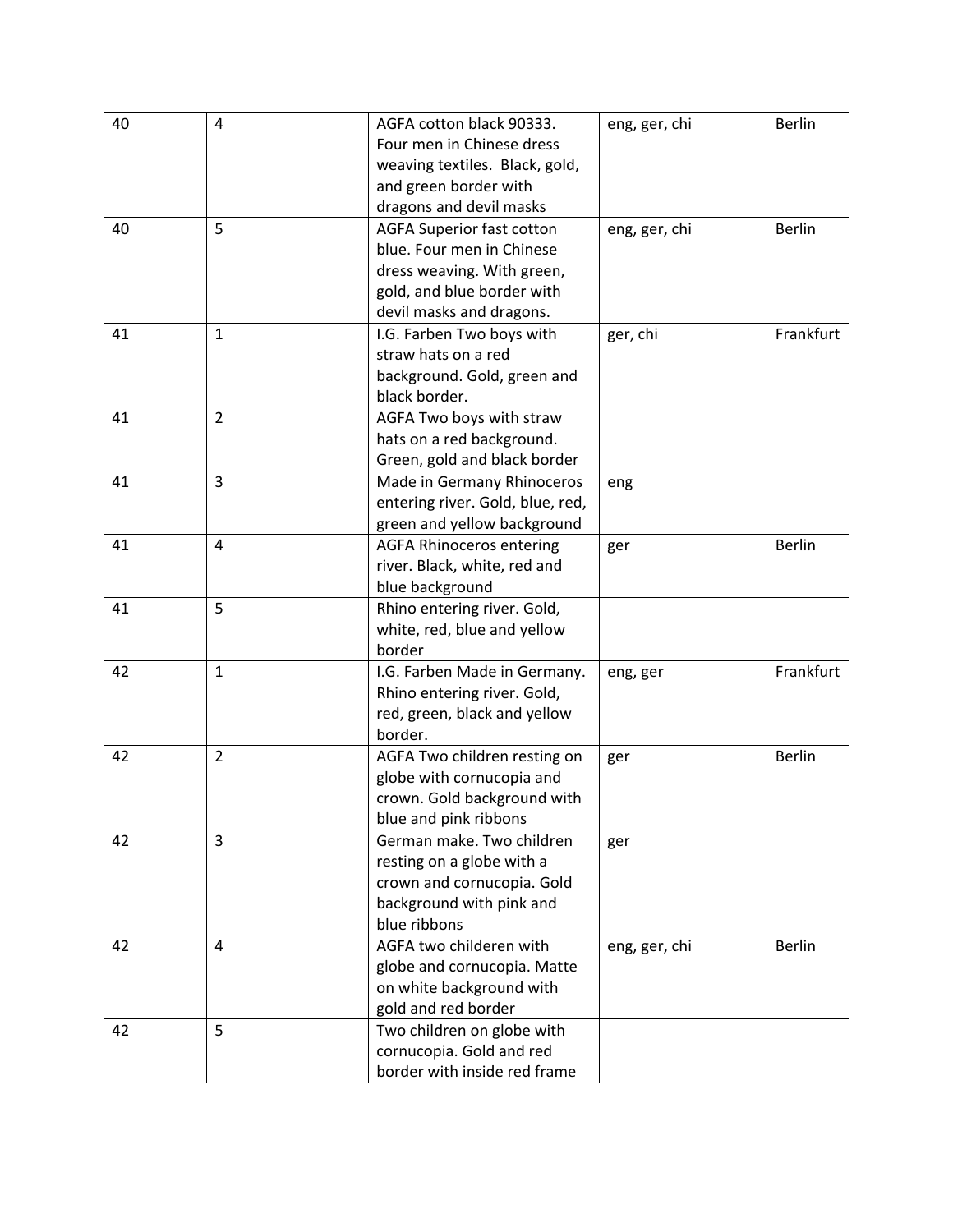| 40 | 4 | AGFA cotton black 90333. Four men in Chinese dress weaving textiles. Black, gold, and green border with dragons and devil masks | eng, ger, chi | Berlin |
|---|---|---|---|---|
| 40 | 5 | AGFA Superior fast cotton blue. Four men in Chinese dress weaving. With green, gold, and blue border with devil masks and dragons. | eng, ger, chi | Berlin |
| 41 | 1 | I.G. Farben Two boys with straw hats on a red background. Gold, green and black border. | ger, chi | Frankfurt |
| 41 | 2 | AGFA Two boys with straw hats on a red background. Green, gold and black border | | |
| 41 | 3 | Made in Germany Rhinoceros entering river. Gold, blue, red, green and yellow background | eng | |
| 41 | 4 | AGFA Rhinoceros entering river. Black, white, red and blue background | ger | Berlin |
| 41 | 5 | Rhino entering river. Gold, white, red, blue and yellow border | | |
| 42 | 1 | I.G. Farben Made in Germany. Rhino entering river. Gold, red, green, black and yellow border. | eng, ger | Frankfurt |
| 42 | 2 | AGFA Two children resting on globe with cornucopia and crown. Gold background with blue and pink ribbons | ger | Berlin |
| 42 | 3 | German make. Two children resting on a globe with a crown and cornucopia. Gold background with pink and blue ribbons | ger | |
| 42 | 4 | AGFA two childeren with globe and cornucopia. Matte on white background with gold and red border | eng, ger, chi | Berlin |
| 42 | 5 | Two children on globe with cornucopia. Gold and red border with inside red frame | | |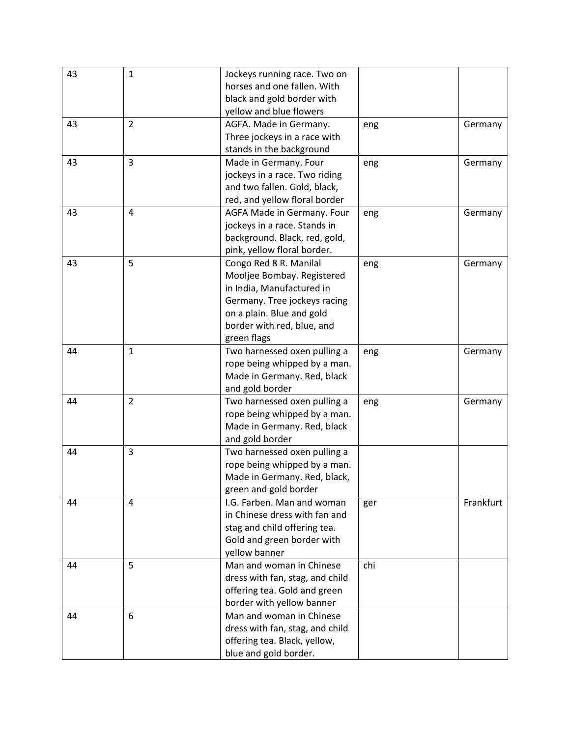| | | | | |
|---|---|---|---|---|
| 43 | 1 | Jockeys running race. Two on horses and one fallen. With black and gold border with yellow and blue flowers | | |
| 43 | 2 | AGFA. Made in Germany. Three jockeys in a race with stands in the background | eng | Germany |
| 43 | 3 | Made in Germany. Four jockeys in a race. Two riding and two fallen. Gold, black, red, and yellow floral border | eng | Germany |
| 43 | 4 | AGFA Made in Germany. Four jockeys in a race. Stands in background. Black, red, gold, pink, yellow floral border. | eng | Germany |
| 43 | 5 | Congo Red 8 R. Manilal Mooljee Bombay. Registered in India, Manufactured in Germany. Tree jockeys racing on a plain. Blue and gold border with red, blue, and green flags | eng | Germany |
| 44 | 1 | Two harnessed oxen pulling a rope being whipped by a man. Made in Germany. Red, black and gold border | eng | Germany |
| 44 | 2 | Two harnessed oxen pulling a rope being whipped by a man. Made in Germany. Red, black and gold border | eng | Germany |
| 44 | 3 | Two harnessed oxen pulling a rope being whipped by a man. Made in Germany. Red, black, green and gold border | | |
| 44 | 4 | I.G. Farben. Man and woman in Chinese dress with fan and stag and child offering tea. Gold and green border with yellow banner | ger | Frankfurt |
| 44 | 5 | Man and woman in Chinese dress with fan, stag, and child offering tea. Gold and green border with yellow banner | chi | |
| 44 | 6 | Man and woman in Chinese dress with fan, stag, and child offering tea. Black, yellow, blue and gold border. | | |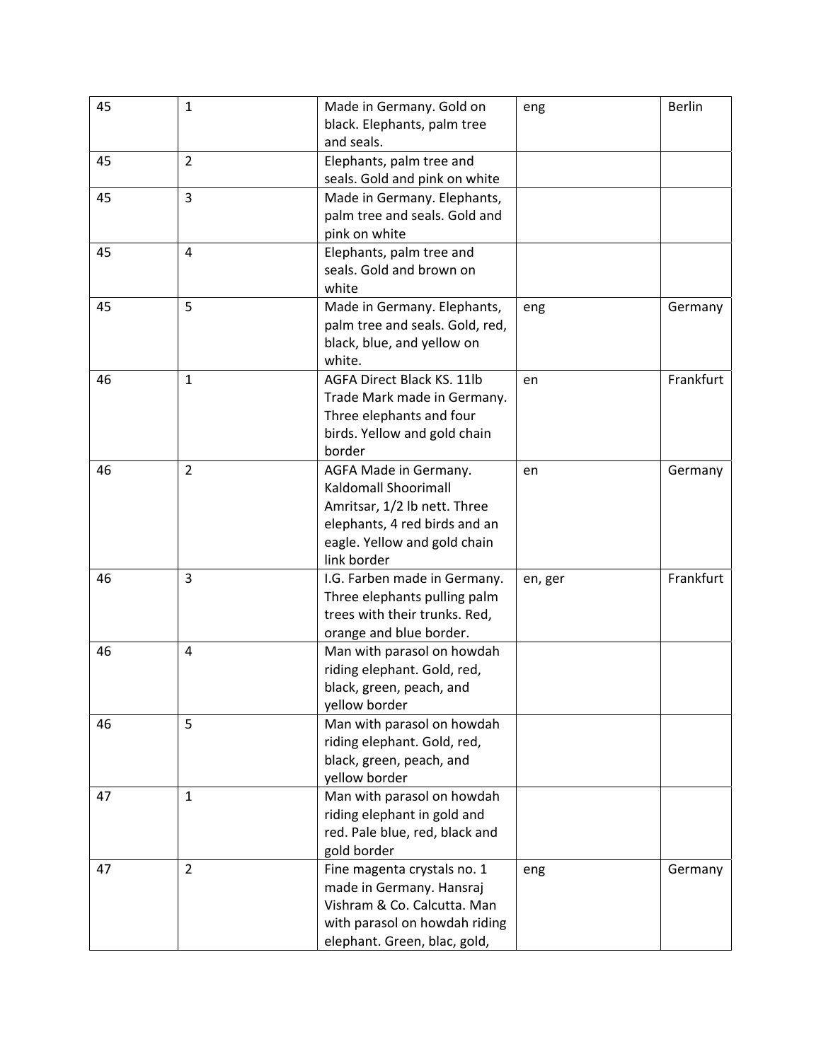| 45 | 1 | Made in Germany. Gold on black. Elephants, palm tree and seals. | eng | Berlin |
|---|---|---|---|---|
| 45 | 2 | Elephants, palm tree and seals. Gold and pink on white | | |
| 45 | 3 | Made in Germany. Elephants, palm tree and seals. Gold and pink on white | | |
| 45 | 4 | Elephants, palm tree and seals. Gold and brown on white | | |
| 45 | 5 | Made in Germany. Elephants, palm tree and seals. Gold, red, black, blue, and yellow on white. | eng | Germany |
| 46 | 1 | AGFA Direct Black KS. 11lb Trade Mark made in Germany. Three elephants and four birds. Yellow and gold chain border | en | Frankfurt |
| 46 | 2 | AGFA Made in Germany. Kaldomall Shoorimall Amritsar, 1/2 lb nett. Three elephants, 4 red birds and an eagle. Yellow and gold chain link border | en | Germany |
| 46 | 3 | I.G. Farben made in Germany. Three elephants pulling palm trees with their trunks. Red, orange and blue border. | en, ger | Frankfurt |
| 46 | 4 | Man with parasol on howdah riding elephant. Gold, red, black, green, peach, and yellow border | | |
| 46 | 5 | Man with parasol on howdah riding elephant. Gold, red, black, green, peach, and yellow border | | |
| 47 | 1 | Man with parasol on howdah riding elephant in gold and red. Pale blue, red, black and gold border | | |
| 47 | 2 | Fine magenta crystals no. 1 made in Germany. Hansraj Vishram & Co. Calcutta. Man with parasol on howdah riding elephant. Green, blac, gold, | eng | Germany |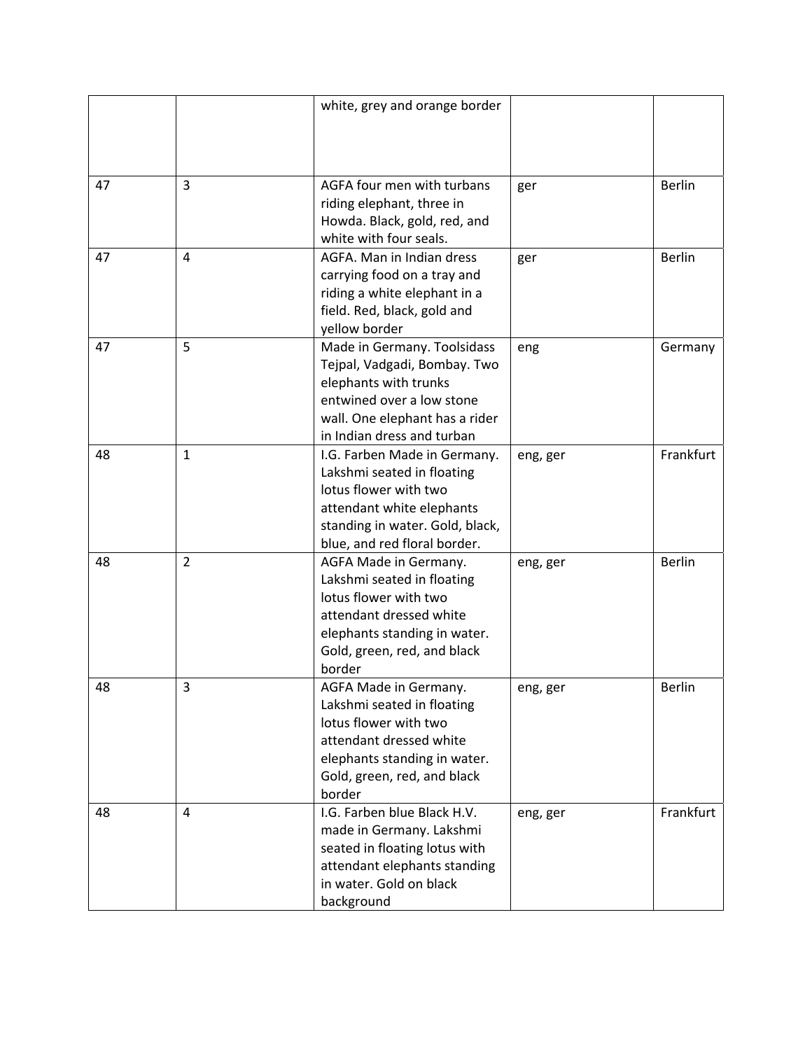| | | | | |
|---|---|---|---|---|
| | | white, grey and orange border | | |
| 47 | 3 | AGFA four men with turbans riding elephant, three in Howda. Black, gold, red, and white with four seals. | ger | Berlin |
| 47 | 4 | AGFA. Man in Indian dress carrying food on a tray and riding a white elephant in a field. Red, black, gold and yellow border | ger | Berlin |
| 47 | 5 | Made in Germany. Toolsidass Tejpal, Vadgadi, Bombay. Two elephants with trunks entwined over a low stone wall. One elephant has a rider in Indian dress and turban | eng | Germany |
| 48 | 1 | I.G. Farben Made in Germany. Lakshmi seated in floating lotus flower with two attendant white elephants standing in water. Gold, black, blue, and red floral border. | eng, ger | Frankfurt |
| 48 | 2 | AGFA Made in Germany. Lakshmi seated in floating lotus flower with two attendant dressed white elephants standing in water. Gold, green, red, and black border | eng, ger | Berlin |
| 48 | 3 | AGFA Made in Germany. Lakshmi seated in floating lotus flower with two attendant dressed white elephants standing in water. Gold, green, red, and black border | eng, ger | Berlin |
| 48 | 4 | I.G. Farben blue Black H.V. made in Germany. Lakshmi seated in floating lotus with attendant elephants standing in water. Gold on black background | eng, ger | Frankfurt |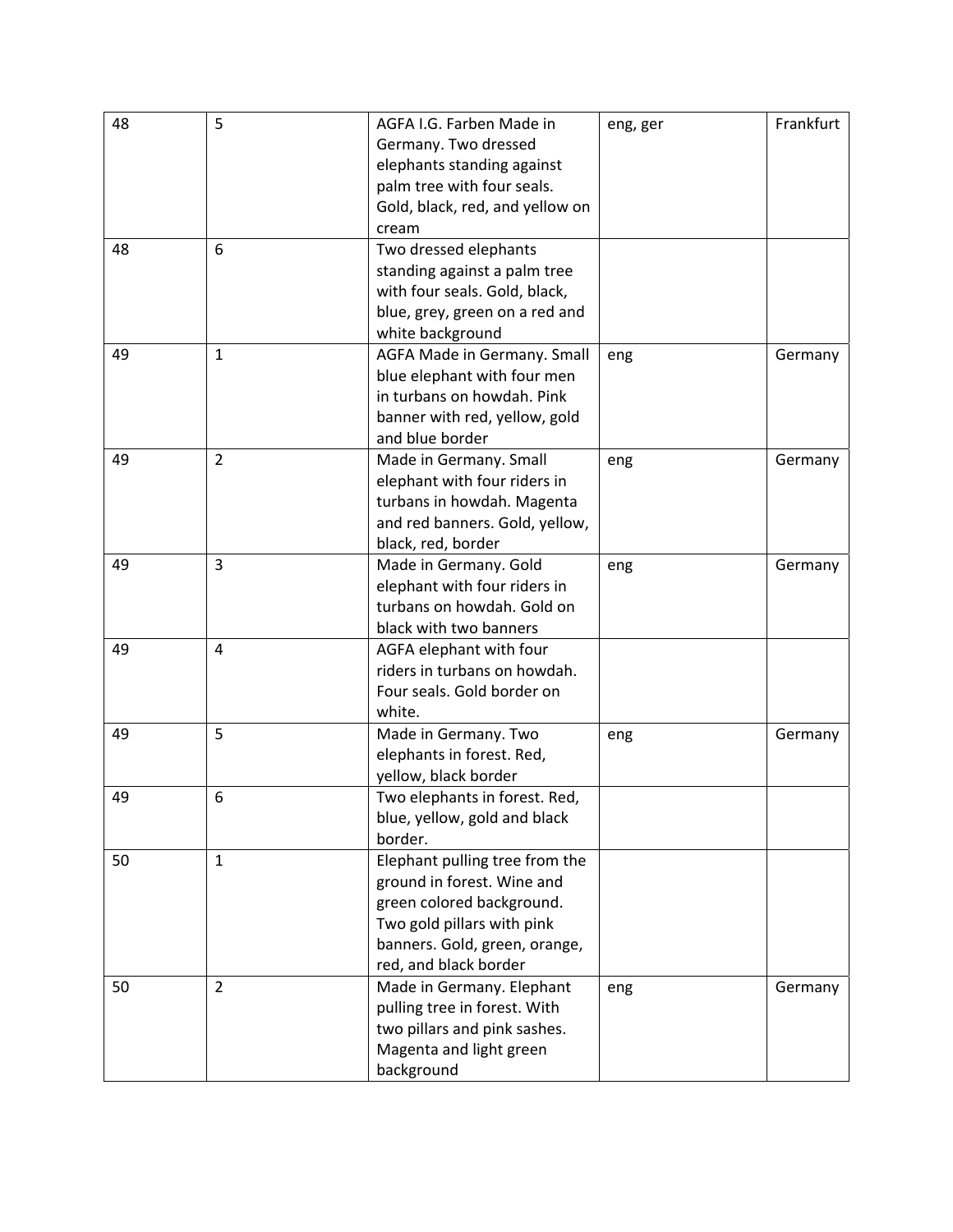| | | | | |
|---|---|---|---|---|
| 48 | 5 | AGFA I.G. Farben Made in Germany. Two dressed elephants standing against palm tree with four seals. Gold, black, red, and yellow on cream | eng, ger | Frankfurt |
| 48 | 6 | Two dressed elephants standing against a palm tree with four seals. Gold, black, blue, grey, green on a red and white background | | |
| 49 | 1 | AGFA Made in Germany. Small blue elephant with four men in turbans on howdah. Pink banner with red, yellow, gold and blue border | eng | Germany |
| 49 | 2 | Made in Germany. Small elephant with four riders in turbans in howdah. Magenta and red banners. Gold, yellow, black, red, border | eng | Germany |
| 49 | 3 | Made in Germany. Gold elephant with four riders in turbans on howdah. Gold on black with two banners | eng | Germany |
| 49 | 4 | AGFA elephant with four riders in turbans on howdah. Four seals. Gold border on white. | | |
| 49 | 5 | Made in Germany. Two elephants in forest. Red, yellow, black border | eng | Germany |
| 49 | 6 | Two elephants in forest. Red, blue, yellow, gold and black border. | | |
| 50 | 1 | Elephant pulling tree from the ground in forest. Wine and green colored background. Two gold pillars with pink banners. Gold, green, orange, red, and black border | | |
| 50 | 2 | Made in Germany. Elephant pulling tree in forest. With two pillars and pink sashes. Magenta and light green background | eng | Germany |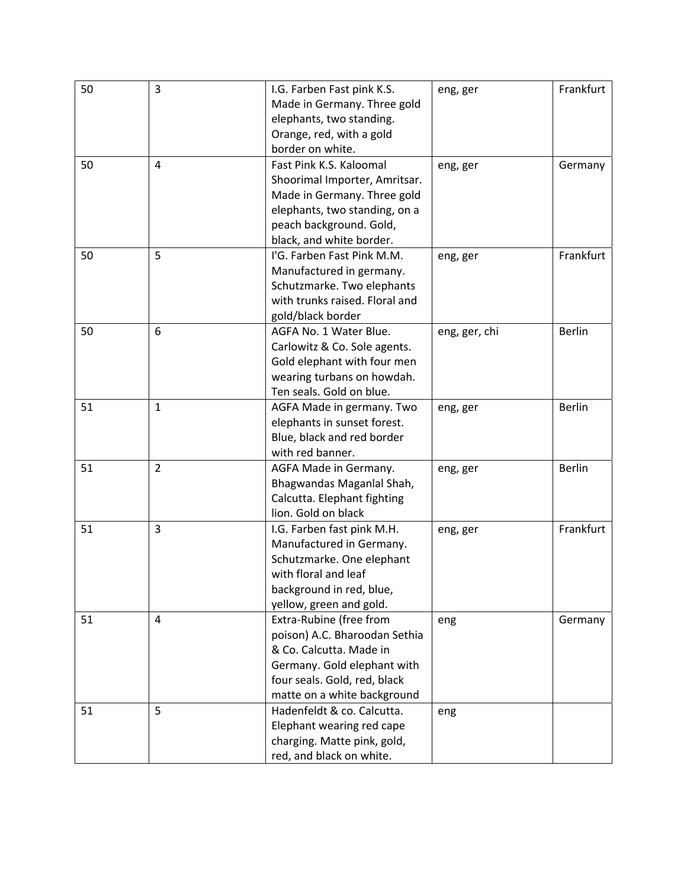| 50 | 3 | I.G. Farben Fast pink K.S. Made in Germany. Three gold elephants, two standing. Orange, red, with a gold border on white. | eng, ger | Frankfurt |
|---|---|---|---|---|
| 50 | 4 | Fast Pink K.S. Kaloomal Shoorimal Importer, Amritsar. Made in Germany. Three gold elephants, two standing, on a peach background. Gold, black, and white border. | eng, ger | Germany |
| 50 | 5 | I'G. Farben Fast Pink M.M. Manufactured in germany. Schutzmarke. Two elephants with trunks raised. Floral and gold/black border | eng, ger | Frankfurt |
| 50 | 6 | AGFA No. 1 Water Blue. Carlowitz & Co. Sole agents. Gold elephant with four men wearing turbans on howdah. Ten seals. Gold on blue. | eng, ger, chi | Berlin |
| 51 | 1 | AGFA Made in germany. Two elephants in sunset forest. Blue, black and red border with red banner. | eng, ger | Berlin |
| 51 | 2 | AGFA Made in Germany. Bhagwandas Maganlal Shah, Calcutta. Elephant fighting lion. Gold on black | eng, ger | Berlin |
| 51 | 3 | I.G. Farben fast pink M.H. Manufactured in Germany. Schutzmarke. One elephant with floral and leaf background in red, blue, yellow, green and gold. | eng, ger | Frankfurt |
| 51 | 4 | Extra-Rubine (free from poison) A.C. Bharoodan Sethia & Co. Calcutta. Made in Germany. Gold elephant with four seals. Gold, red, black matte on a white background | eng | Germany |
| 51 | 5 | Hadenfeldt & co. Calcutta. Elephant wearing red cape charging. Matte pink, gold, red, and black on white. | eng | |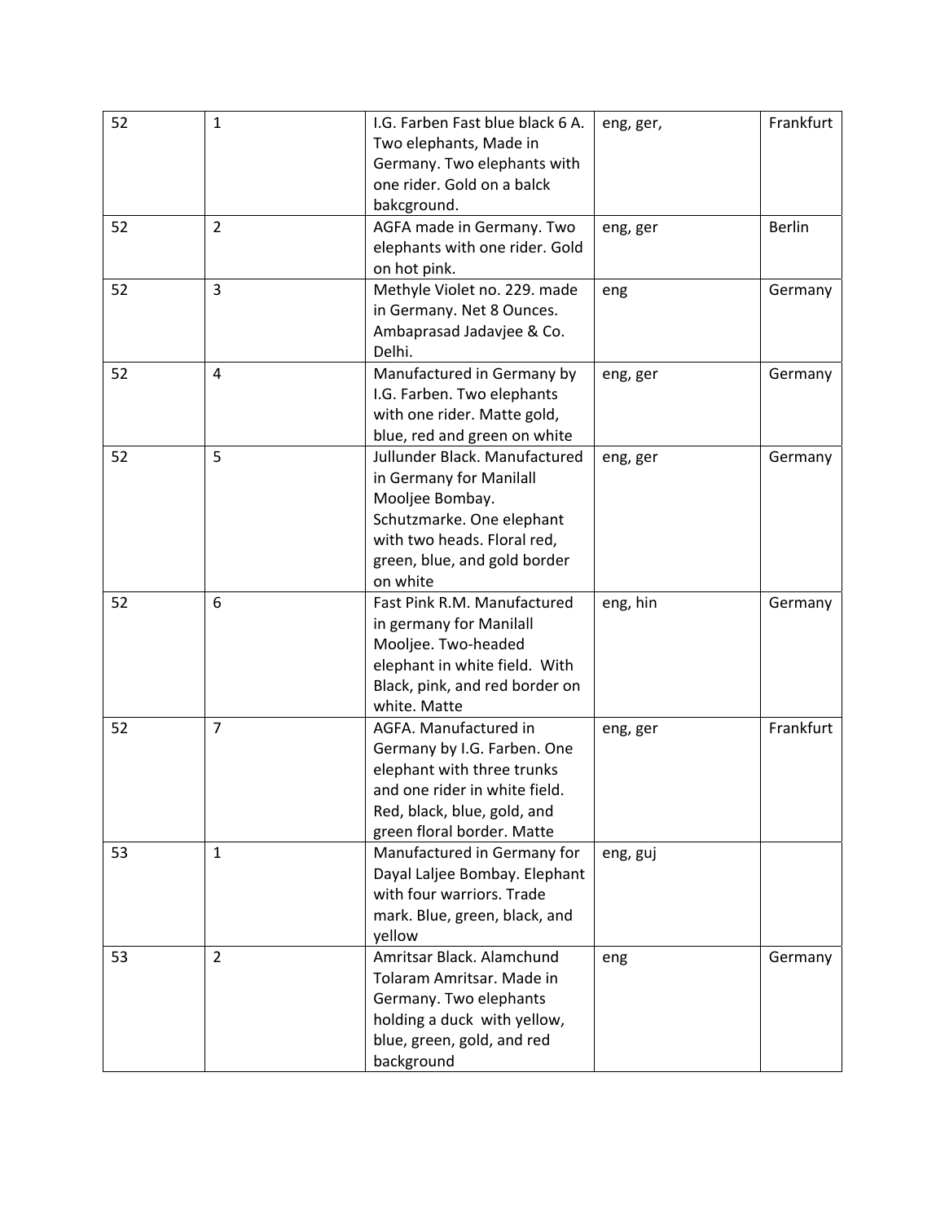| 52 | 1 | I.G. Farben Fast blue black 6 A. Two elephants, Made in Germany. Two elephants with one rider. Gold on a balck bakcground. | eng, ger, | Frankfurt |
|---|---|---|---|---|
| 52 | 2 | AGFA made in Germany. Two elephants with one rider. Gold on hot pink. | eng, ger | Berlin |
| 52 | 3 | Methyle Violet no. 229. made in Germany. Net 8 Ounces. Ambaprasad Jadavjee & Co. Delhi. | eng | Germany |
| 52 | 4 | Manufactured in Germany by I.G. Farben. Two elephants with one rider. Matte gold, blue, red and green on white | eng, ger | Germany |
| 52 | 5 | Jullunder Black. Manufactured in Germany for Manilall Mooljee Bombay. Schutzmarke. One elephant with two heads. Floral red, green, blue, and gold border on white | eng, ger | Germany |
| 52 | 6 | Fast Pink R.M. Manufactured in germany for Manilall Mooljee. Two-headed elephant in white field. With Black, pink, and red border on white. Matte | eng, hin | Germany |
| 52 | 7 | AGFA. Manufactured in Germany by I.G. Farben. One elephant with three trunks and one rider in white field. Red, black, blue, gold, and green floral border. Matte | eng, ger | Frankfurt |
| 53 | 1 | Manufactured in Germany for Dayal Laljee Bombay. Elephant with four warriors. Trade mark. Blue, green, black, and yellow | eng, guj | |
| 53 | 2 | Amritsar Black. Alamchund Tolaram Amritsar. Made in Germany. Two elephants holding a duck with yellow, blue, green, gold, and red background | eng | Germany |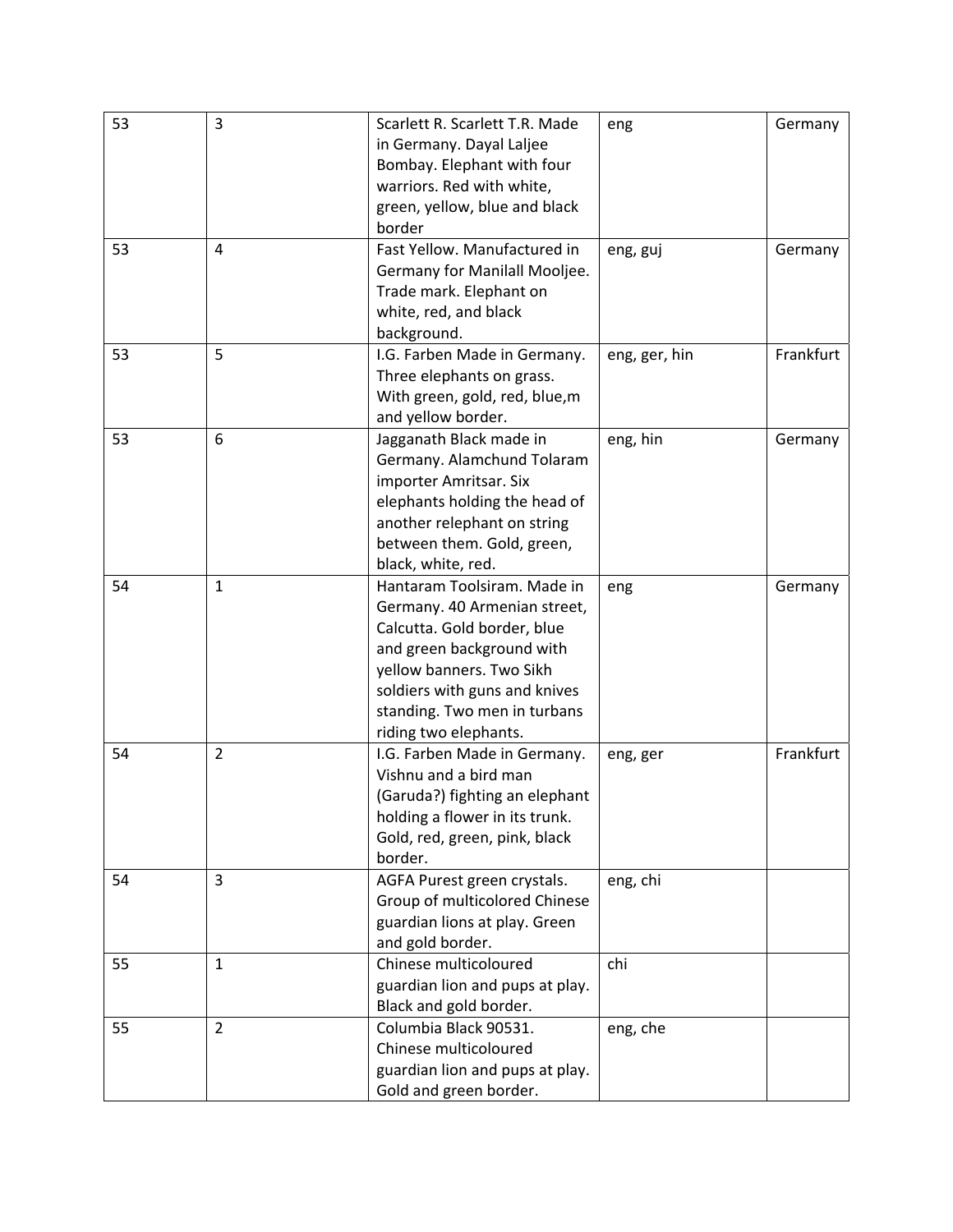| 53 | 3 | Scarlett R. Scarlett T.R. Made in Germany. Dayal Laljee Bombay. Elephant with four warriors. Red with white, green, yellow, blue and black border | eng | Germany |
|---|---|---|---|---|
| 53 | 4 | Fast Yellow. Manufactured in Germany for Manilall Mooljee. Trade mark. Elephant on white, red, and black background. | eng, guj | Germany |
| 53 | 5 | I.G. Farben Made in Germany. Three elephants on grass. With green, gold, red, blue,m and yellow border. | eng, ger, hin | Frankfurt |
| 53 | 6 | Jagganath Black made in Germany. Alamchund Tolaram importer Amritsar. Six elephants holding the head of another relephant on string between them. Gold, green, black, white, red. | eng, hin | Germany |
| 54 | 1 | Hantaram Toolsiram. Made in Germany. 40 Armenian street, Calcutta. Gold border, blue and green background with yellow banners. Two Sikh soldiers with guns and knives standing. Two men in turbans riding two elephants. | eng | Germany |
| 54 | 2 | I.G. Farben Made in Germany. Vishnu and a bird man (Garuda?) fighting an elephant holding a flower in its trunk. Gold, red, green, pink, black border. | eng, ger | Frankfurt |
| 54 | 3 | AGFA Purest green crystals. Group of multicolored Chinese guardian lions at play. Green and gold border. | eng, chi | |
| 55 | 1 | Chinese multicoloured guardian lion and pups at play. Black and gold border. | chi | |
| 55 | 2 | Columbia Black 90531. Chinese multicoloured guardian lion and pups at play. Gold and green border. | eng, che | |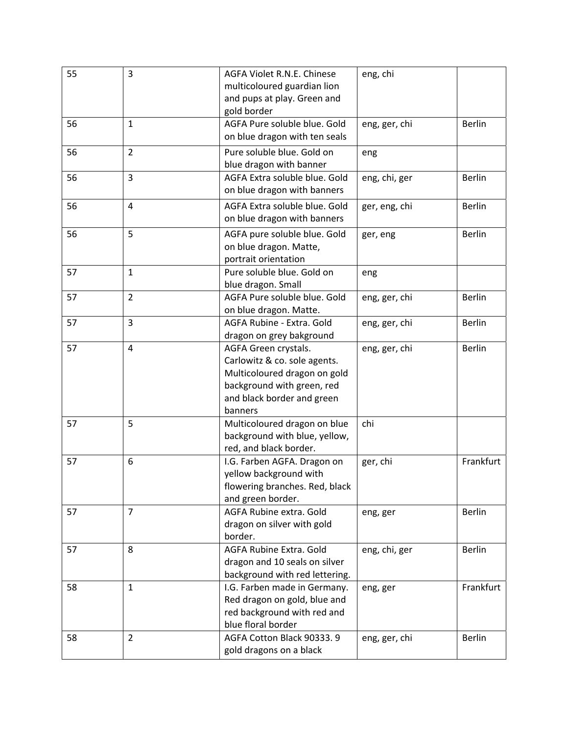| 55 | 3 | AGFA Violet R.N.E. Chinese multicoloured guardian lion and pups at play. Green and gold border | eng, chi | |
|---|---|---|---|---|
| 56 | 1 | AGFA Pure soluble blue. Gold on blue dragon with ten seals | eng, ger, chi | Berlin |
| 56 | 2 | Pure soluble blue. Gold on blue dragon with banner | eng | |
| 56 | 3 | AGFA Extra soluble blue. Gold on blue dragon with banners | eng, chi, ger | Berlin |
| 56 | 4 | AGFA Extra soluble blue. Gold on blue dragon with banners | ger, eng, chi | Berlin |
| 56 | 5 | AGFA pure soluble blue. Gold on blue dragon. Matte, portrait orientation | ger, eng | Berlin |
| 57 | 1 | Pure soluble blue. Gold on blue dragon. Small | eng | |
| 57 | 2 | AGFA Pure soluble blue. Gold on blue dragon. Matte. | eng, ger, chi | Berlin |
| 57 | 3 | AGFA Rubine - Extra. Gold dragon on grey bakground | eng, ger, chi | Berlin |
| 57 | 4 | AGFA Green crystals. Carlowitz & co. sole agents. Multicoloured dragon on gold background with green, red and black border and green banners | eng, ger, chi | Berlin |
| 57 | 5 | Multicoloured dragon on blue background with blue, yellow, red, and black border. | chi | |
| 57 | 6 | I.G. Farben AGFA. Dragon on yellow background with flowering branches. Red, black and green border. | ger, chi | Frankfurt |
| 57 | 7 | AGFA Rubine extra. Gold dragon on silver with gold border. | eng, ger | Berlin |
| 57 | 8 | AGFA Rubine Extra. Gold dragon and 10 seals on silver background with red lettering. | eng, chi, ger | Berlin |
| 58 | 1 | I.G. Farben made in Germany. Red dragon on gold, blue and red background with red and blue floral border | eng, ger | Frankfurt |
| 58 | 2 | AGFA Cotton Black 90333. 9 gold dragons on a black | eng, ger, chi | Berlin |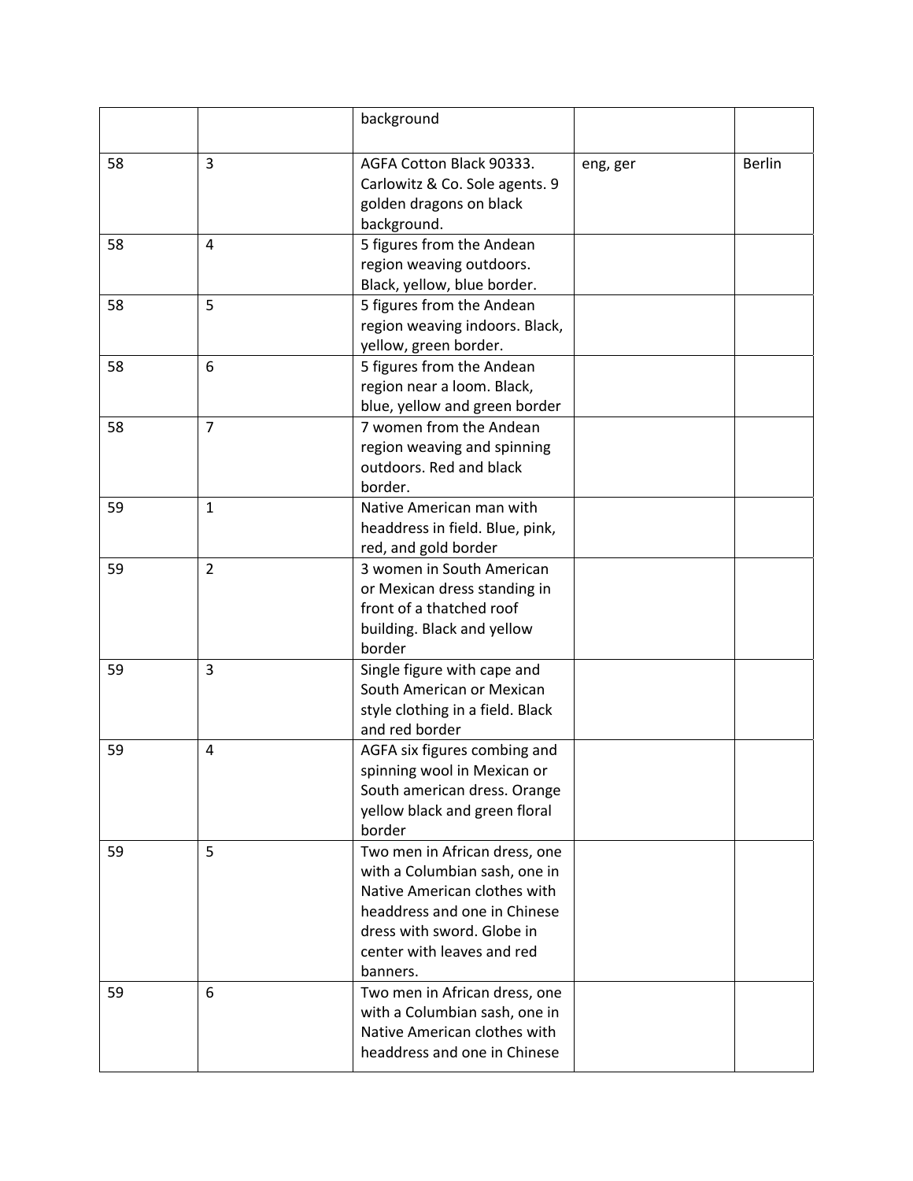| | | background | | |
|---|---|---|---|---|
| 58 | 3 | AGFA Cotton Black 90333. Carlowitz & Co. Sole agents. 9 golden dragons on black background. | eng, ger | Berlin |
| 58 | 4 | 5 figures from the Andean region weaving outdoors. Black, yellow, blue border. | | |
| 58 | 5 | 5 figures from the Andean region weaving indoors. Black, yellow, green border. | | |
| 58 | 6 | 5 figures from the Andean region near a loom. Black, blue, yellow and green border | | |
| 58 | 7 | 7 women from the Andean region weaving and spinning outdoors. Red and black border. | | |
| 59 | 1 | Native American man with headdress in field. Blue, pink, red, and gold border | | |
| 59 | 2 | 3 women in South American or Mexican dress standing in front of a thatched roof building. Black and yellow border | | |
| 59 | 3 | Single figure with cape and South American or Mexican style clothing in a field. Black and red border | | |
| 59 | 4 | AGFA six figures combing and spinning wool in Mexican or South american dress. Orange yellow black and green floral border | | |
| 59 | 5 | Two men in African dress, one with a Columbian sash, one in Native American clothes with headdress and one in Chinese dress with sword. Globe in center with leaves and red banners. | | |
| 59 | 6 | Two men in African dress, one with a Columbian sash, one in Native American clothes with headdress and one in Chinese | | |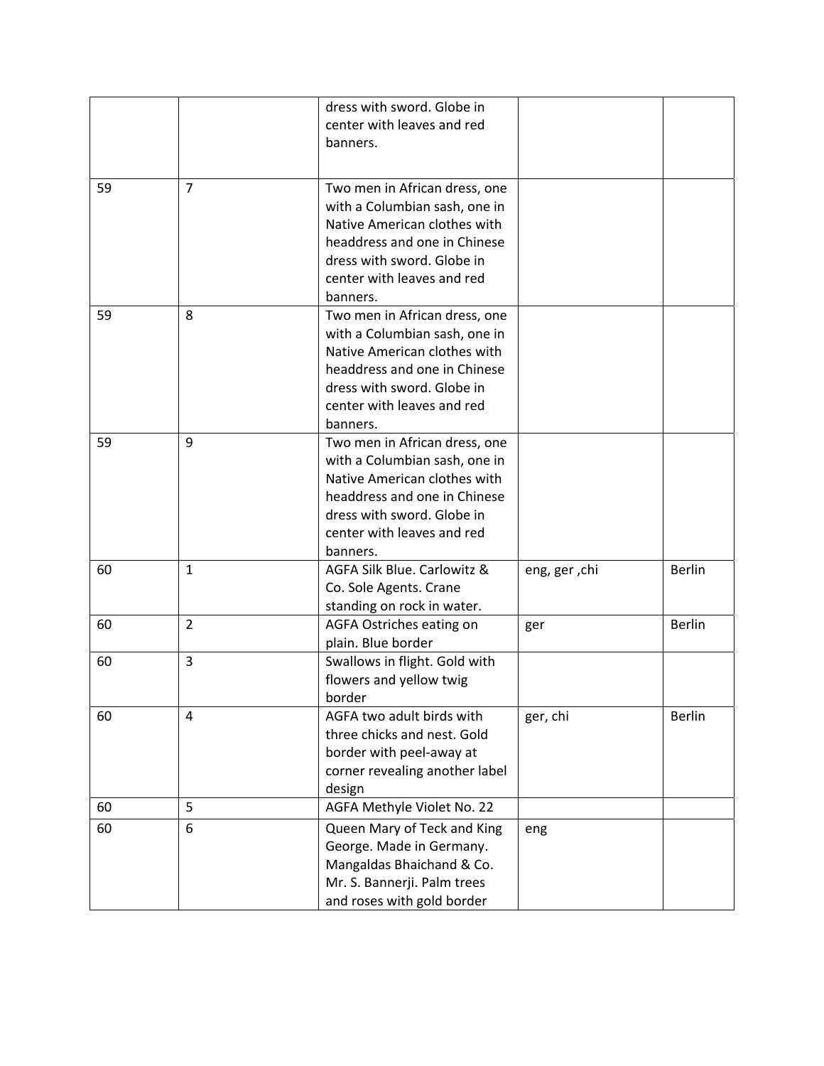| | | dress with sword. Globe in center with leaves and red banners. | | |
|---|---|---|---|---|
| 59 | 7 | Two men in African dress, one with a Columbian sash, one in Native American clothes with headdress and one in Chinese dress with sword. Globe in center with leaves and red banners. | | |
| 59 | 8 | Two men in African dress, one with a Columbian sash, one in Native American clothes with headdress and one in Chinese dress with sword. Globe in center with leaves and red banners. | | |
| 59 | 9 | Two men in African dress, one with a Columbian sash, one in Native American clothes with headdress and one in Chinese dress with sword. Globe in center with leaves and red banners. | | |
| 60 | 1 | AGFA Silk Blue. Carlowitz & Co. Sole Agents. Crane standing on rock in water. | eng, ger ,chi | Berlin |
| 60 | 2 | AGFA Ostriches eating on plain. Blue border | ger | Berlin |
| 60 | 3 | Swallows in flight. Gold with flowers and yellow twig border | | |
| 60 | 4 | AGFA two adult birds with three chicks and nest. Gold border with peel-away at corner revealing another label design | ger, chi | Berlin |
| 60 | 5 | AGFA Methyle Violet No. 22 | | |
| 60 | 6 | Queen Mary of Teck and King George. Made in Germany. Mangaldas Bhaichand & Co. Mr. S. Bannerji. Palm trees and roses with gold border | eng | |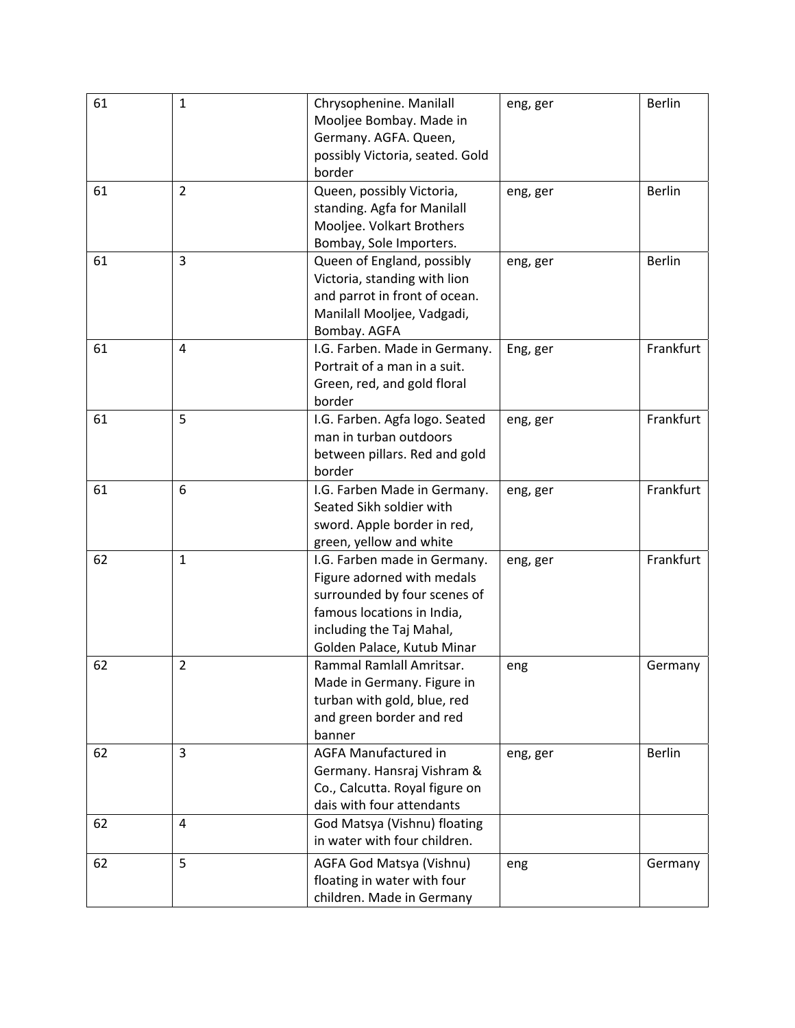| | | | | |
|---|---|---|---|---|
| 61 | 1 | Chrysophenine. Manilall Mooljee Bombay. Made in Germany. AGFA. Queen, possibly Victoria, seated. Gold border | eng, ger | Berlin |
| 61 | 2 | Queen, possibly Victoria, standing. Agfa for Manilall Mooljee. Volkart Brothers Bombay, Sole Importers. | eng, ger | Berlin |
| 61 | 3 | Queen of England, possibly Victoria, standing with lion and parrot in front of ocean. Manilall Mooljee, Vadgadi, Bombay. AGFA | eng, ger | Berlin |
| 61 | 4 | I.G. Farben. Made in Germany. Portrait of a man in a suit. Green, red, and gold floral border | Eng, ger | Frankfurt |
| 61 | 5 | I.G. Farben. Agfa logo. Seated man in turban outdoors between pillars. Red and gold border | eng, ger | Frankfurt |
| 61 | 6 | I.G. Farben Made in Germany. Seated Sikh soldier with sword. Apple border in red, green, yellow and white | eng, ger | Frankfurt |
| 62 | 1 | I.G. Farben made in Germany. Figure adorned with medals surrounded by four scenes of famous locations in India, including the Taj Mahal, Golden Palace, Kutub Minar | eng, ger | Frankfurt |
| 62 | 2 | Rammal Ramlall Amritsar. Made in Germany. Figure in turban with gold, blue, red and green border and red banner | eng | Germany |
| 62 | 3 | AGFA Manufactured in Germany. Hansraj Vishram & Co., Calcutta. Royal figure on dais with four attendants | eng, ger | Berlin |
| 62 | 4 | God Matsya (Vishnu) floating in water with four children. | | |
| 62 | 5 | AGFA God Matsya (Vishnu) floating in water with four children. Made in Germany | eng | Germany |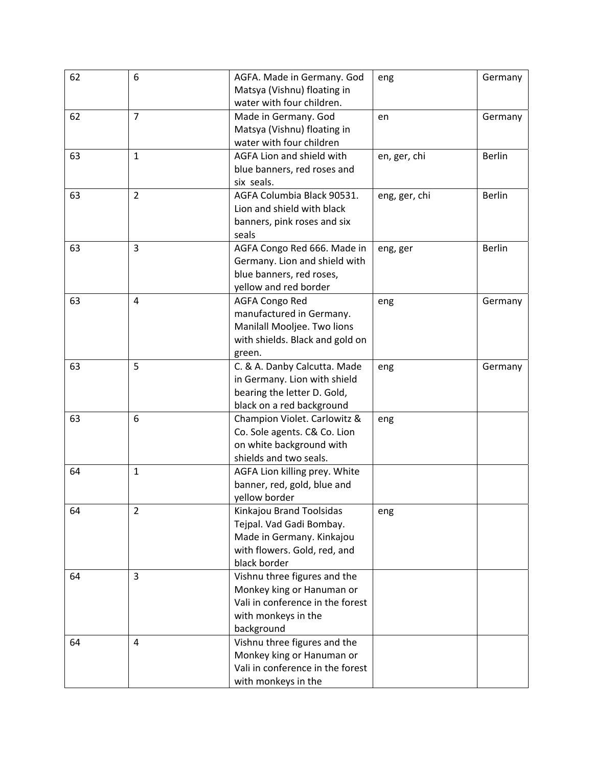| | | | | |
|---|---|---|---|---|
| 62 | 6 | AGFA. Made in Germany. God Matsya (Vishnu) floating in water with four children. | eng | Germany |
| 62 | 7 | Made in Germany. God Matsya (Vishnu) floating in water with four children | en | Germany |
| 63 | 1 | AGFA Lion and shield with blue banners, red roses and six seals. | en, ger, chi | Berlin |
| 63 | 2 | AGFA Columbia Black 90531. Lion and shield with black banners, pink roses and six seals | eng, ger, chi | Berlin |
| 63 | 3 | AGFA Congo Red 666. Made in Germany. Lion and shield with blue banners, red roses, yellow and red border | eng, ger | Berlin |
| 63 | 4 | AGFA Congo Red manufactured in Germany. Manilall Mooljee. Two lions with shields. Black and gold on green. | eng | Germany |
| 63 | 5 | C. & A. Danby Calcutta. Made in Germany. Lion with shield bearing the letter D. Gold, black on a red background | eng | Germany |
| 63 | 6 | Champion Violet. Carlowitz & Co. Sole agents. C& Co. Lion on white background with shields and two seals. | eng | |
| 64 | 1 | AGFA Lion killing prey. White banner, red, gold, blue and yellow border | | |
| 64 | 2 | Kinkajou Brand Toolsidas Tejpal. Vad Gadi Bombay. Made in Germany. Kinkajou with flowers. Gold, red, and black border | eng | |
| 64 | 3 | Vishnu three figures and the Monkey king or Hanuman or Vali in conference in the forest with monkeys in the background | | |
| 64 | 4 | Vishnu three figures and the Monkey king or Hanuman or Vali in conference in the forest with monkeys in the | | |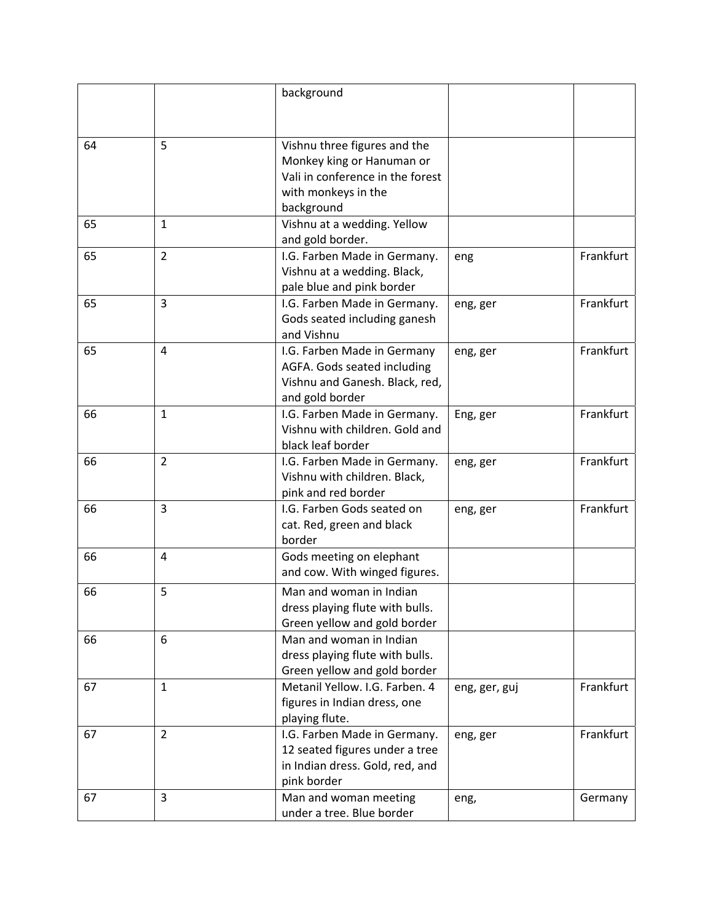| | | background | | |
|---|---|---|---|---|
| 64 | 5 | Vishnu three figures and the Monkey king or Hanuman or Vali in conference in the forest with monkeys in the background | | |
| 65 | 1 | Vishnu at a wedding. Yellow and gold border. | | |
| 65 | 2 | I.G. Farben Made in Germany. Vishnu at a wedding. Black, pale blue and pink border | eng | Frankfurt |
| 65 | 3 | I.G. Farben Made in Germany. Gods seated including ganesh and Vishnu | eng, ger | Frankfurt |
| 65 | 4 | I.G. Farben Made in Germany AGFA. Gods seated including Vishnu and Ganesh. Black, red, and gold border | eng, ger | Frankfurt |
| 66 | 1 | I.G. Farben Made in Germany. Vishnu with children. Gold and black leaf border | Eng, ger | Frankfurt |
| 66 | 2 | I.G. Farben Made in Germany. Vishnu with children. Black, pink and red border | eng, ger | Frankfurt |
| 66 | 3 | I.G. Farben Gods seated on cat. Red, green and black border | eng, ger | Frankfurt |
| 66 | 4 | Gods meeting on elephant and cow. With winged figures. | | |
| 66 | 5 | Man and woman in Indian dress playing flute with bulls. Green yellow and gold border | | |
| 66 | 6 | Man and woman in Indian dress playing flute with bulls. Green yellow and gold border | | |
| 67 | 1 | Metanil Yellow. I.G. Farben. 4 figures in Indian dress, one playing flute. | eng, ger, guj | Frankfurt |
| 67 | 2 | I.G. Farben Made in Germany. 12 seated figures under a tree in Indian dress. Gold, red, and pink border | eng, ger | Frankfurt |
| 67 | 3 | Man and woman meeting under a tree. Blue border | eng, | Germany |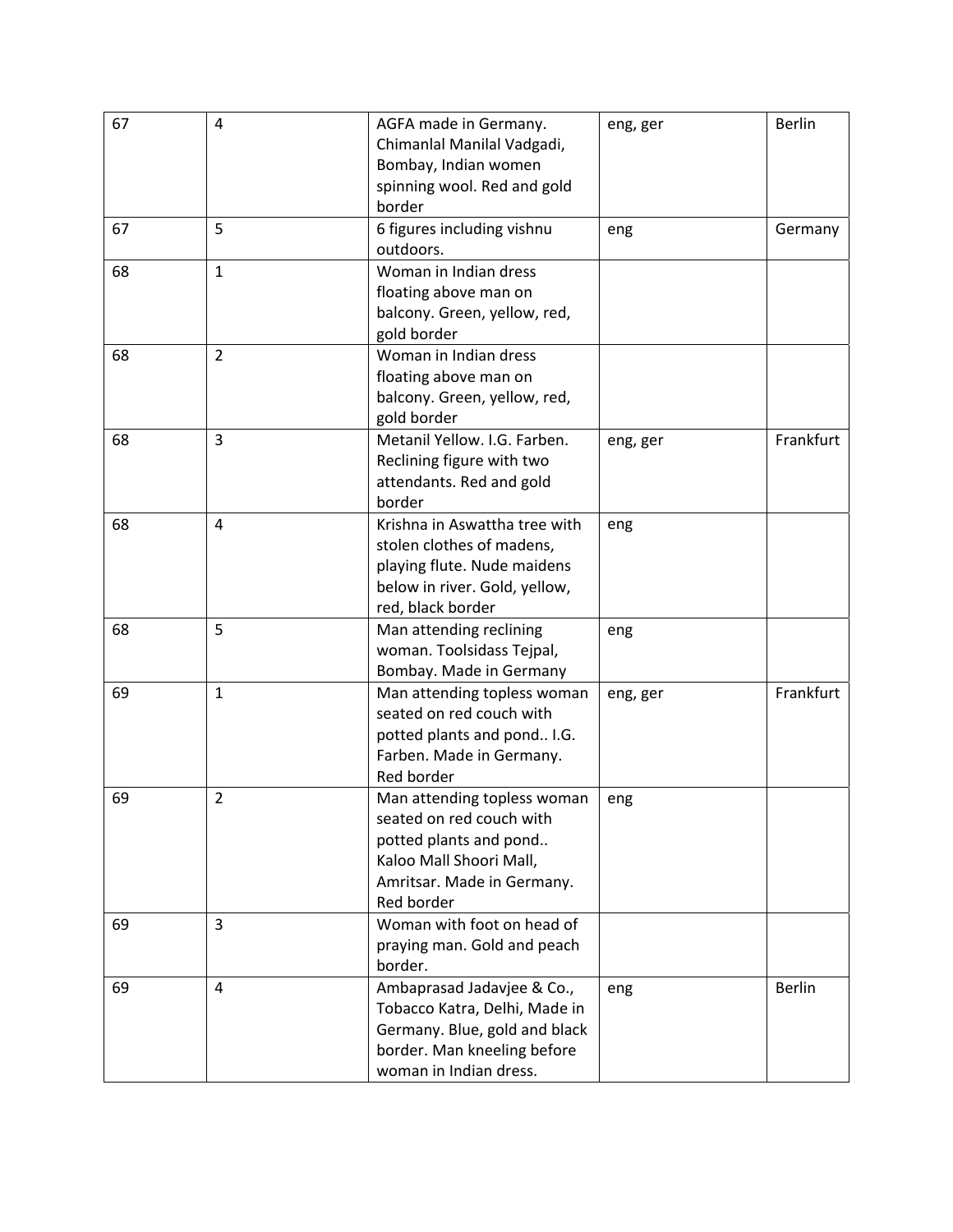| | | | | |
|---|---|---|---|---|
| 67 | 4 | AGFA made in Germany. Chimanlal Manilal Vadgadi, Bombay, Indian women spinning wool. Red and gold border | eng, ger | Berlin |
| 67 | 5 | 6 figures including vishnu outdoors. | eng | Germany |
| 68 | 1 | Woman in Indian dress floating above man on balcony. Green, yellow, red, gold border | | |
| 68 | 2 | Woman in Indian dress floating above man on balcony. Green, yellow, red, gold border | | |
| 68 | 3 | Metanil Yellow. I.G. Farben. Reclining figure with two attendants. Red and gold border | eng, ger | Frankfurt |
| 68 | 4 | Krishna in Aswattha tree with stolen clothes of madens, playing flute. Nude maidens below in river. Gold, yellow, red, black border | eng | |
| 68 | 5 | Man attending reclining woman. Toolsidass Tejpal, Bombay. Made in Germany | eng | |
| 69 | 1 | Man attending topless woman seated on red couch with potted plants and pond.. I.G. Farben. Made in Germany. Red border | eng, ger | Frankfurt |
| 69 | 2 | Man attending topless woman seated on red couch with potted plants and pond.. Kaloo Mall Shoori Mall, Amritsar. Made in Germany. Red border | eng | |
| 69 | 3 | Woman with foot on head of praying man. Gold and peach border. | | |
| 69 | 4 | Ambaprasad Jadavjee & Co., Tobacco Katra, Delhi, Made in Germany. Blue, gold and black border. Man kneeling before woman in Indian dress. | eng | Berlin |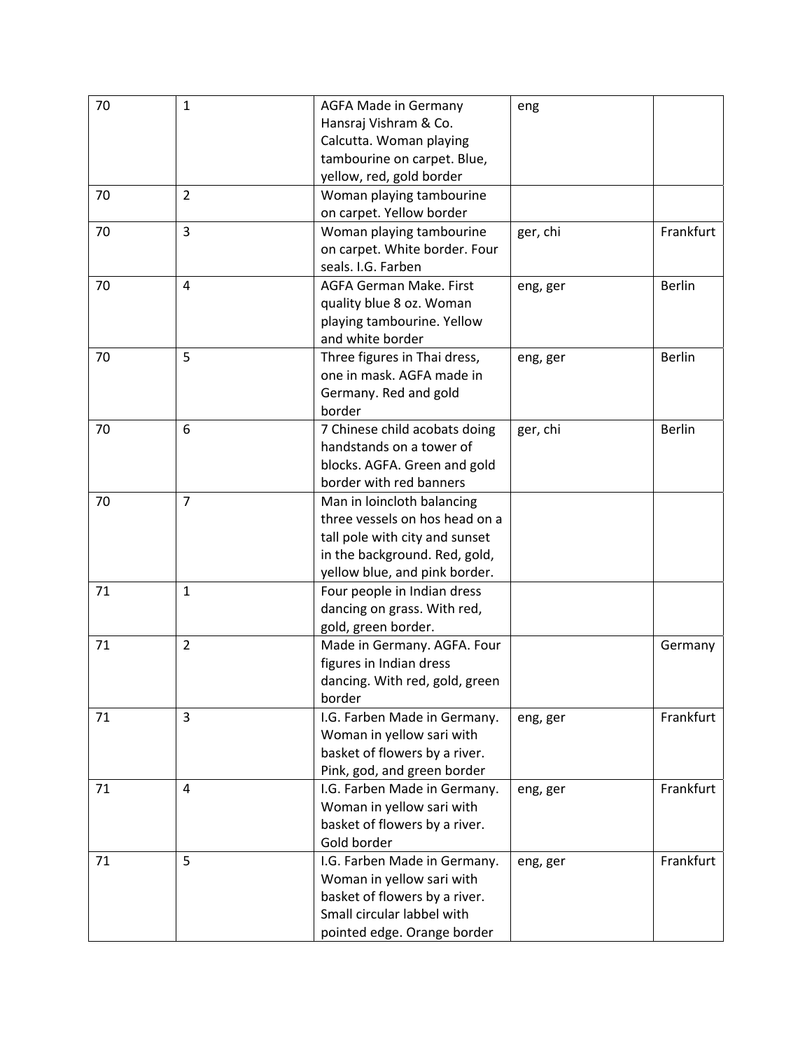| 70 | 1 | AGFA Made in Germany Hansraj Vishram & Co. Calcutta. Woman playing tambourine on carpet. Blue, yellow, red, gold border | eng | |
|---|---|---|---|---|
| 70 | 2 | Woman playing tambourine on carpet. Yellow border | | |
| 70 | 3 | Woman playing tambourine on carpet. White border. Four seals. I.G. Farben | ger, chi | Frankfurt |
| 70 | 4 | AGFA German Make. First quality blue 8 oz. Woman playing tambourine. Yellow and white border | eng, ger | Berlin |
| 70 | 5 | Three figures in Thai dress, one in mask. AGFA made in Germany. Red and gold border | eng, ger | Berlin |
| 70 | 6 | 7 Chinese child acobats doing handstands on a tower of blocks. AGFA. Green and gold border with red banners | ger, chi | Berlin |
| 70 | 7 | Man in loincloth balancing three vessels on hos head on a tall pole with city and sunset in the background. Red, gold, yellow blue, and pink border. | | |
| 71 | 1 | Four people in Indian dress dancing on grass. With red, gold, green border. | | |
| 71 | 2 | Made in Germany. AGFA. Four figures in Indian dress dancing. With red, gold, green border | | Germany |
| 71 | 3 | I.G. Farben Made in Germany. Woman in yellow sari with basket of flowers by a river. Pink, god, and green border | eng, ger | Frankfurt |
| 71 | 4 | I.G. Farben Made in Germany. Woman in yellow sari with basket of flowers by a river. Gold border | eng, ger | Frankfurt |
| 71 | 5 | I.G. Farben Made in Germany. Woman in yellow sari with basket of flowers by a river. Small circular labbel with pointed edge. Orange border | eng, ger | Frankfurt |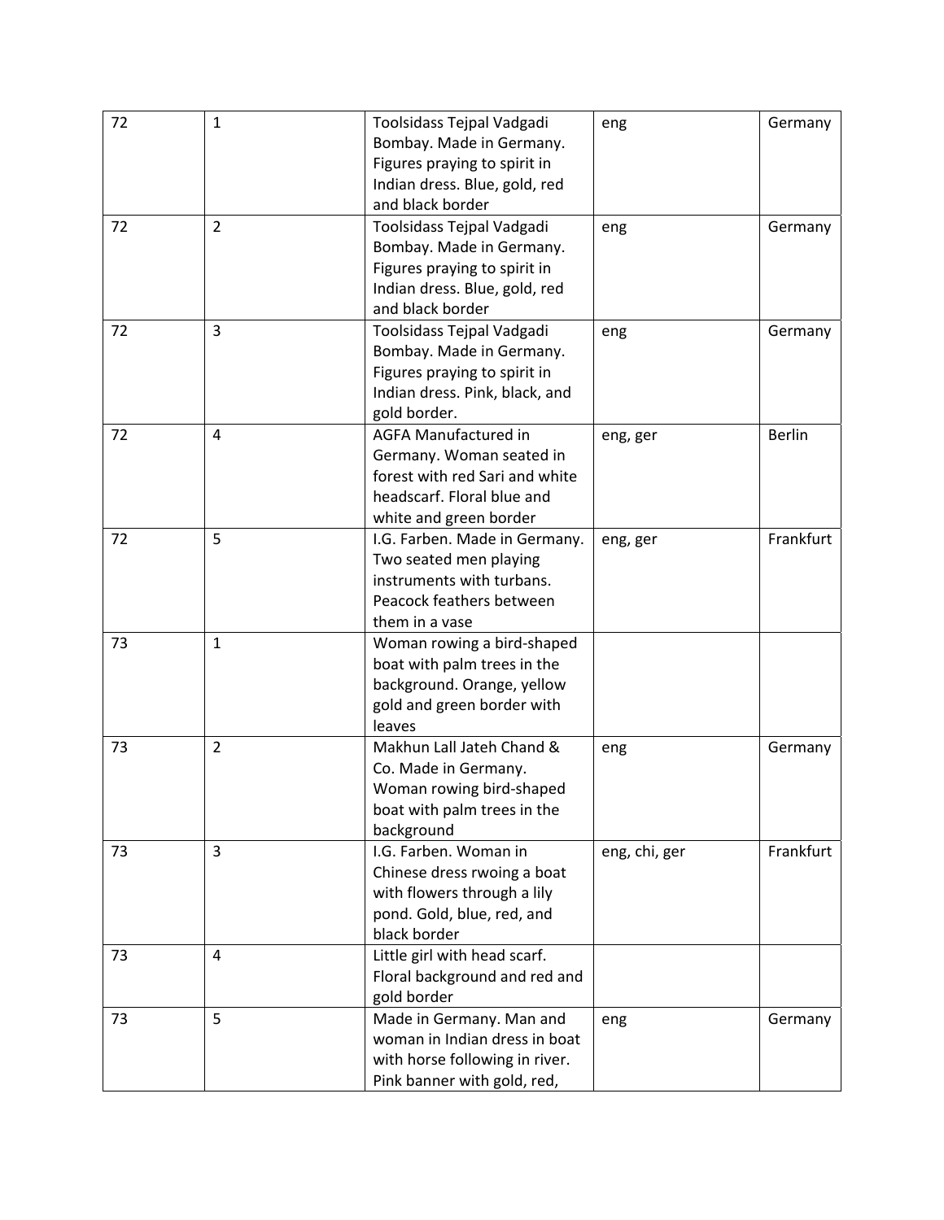| | | | | |
|---|---|---|---|---|
| 72 | 1 | Toolsidass Tejpal Vadgadi Bombay. Made in Germany. Figures praying to spirit in Indian dress. Blue, gold, red and black border | eng | Germany |
| 72 | 2 | Toolsidass Tejpal Vadgadi Bombay. Made in Germany. Figures praying to spirit in Indian dress. Blue, gold, red and black border | eng | Germany |
| 72 | 3 | Toolsidass Tejpal Vadgadi Bombay. Made in Germany. Figures praying to spirit in Indian dress. Pink, black, and gold border. | eng | Germany |
| 72 | 4 | AGFA Manufactured in Germany. Woman seated in forest with red Sari and white headscarf. Floral blue and white and green border | eng, ger | Berlin |
| 72 | 5 | I.G. Farben. Made in Germany. Two seated men playing instruments with turbans. Peacock feathers between them in a vase | eng, ger | Frankfurt |
| 73 | 1 | Woman rowing a bird-shaped boat with palm trees in the background. Orange, yellow gold and green border with leaves | | |
| 73 | 2 | Makhun Lall Jateh Chand & Co. Made in Germany. Woman rowing bird-shaped boat with palm trees in the background | eng | Germany |
| 73 | 3 | I.G. Farben. Woman in Chinese dress rwoing a boat with flowers through a lily pond. Gold, blue, red, and black border | eng, chi, ger | Frankfurt |
| 73 | 4 | Little girl with head scarf. Floral background and red and gold border | | |
| 73 | 5 | Made in Germany. Man and woman in Indian dress in boat with horse following in river. Pink banner with gold, red, | eng | Germany |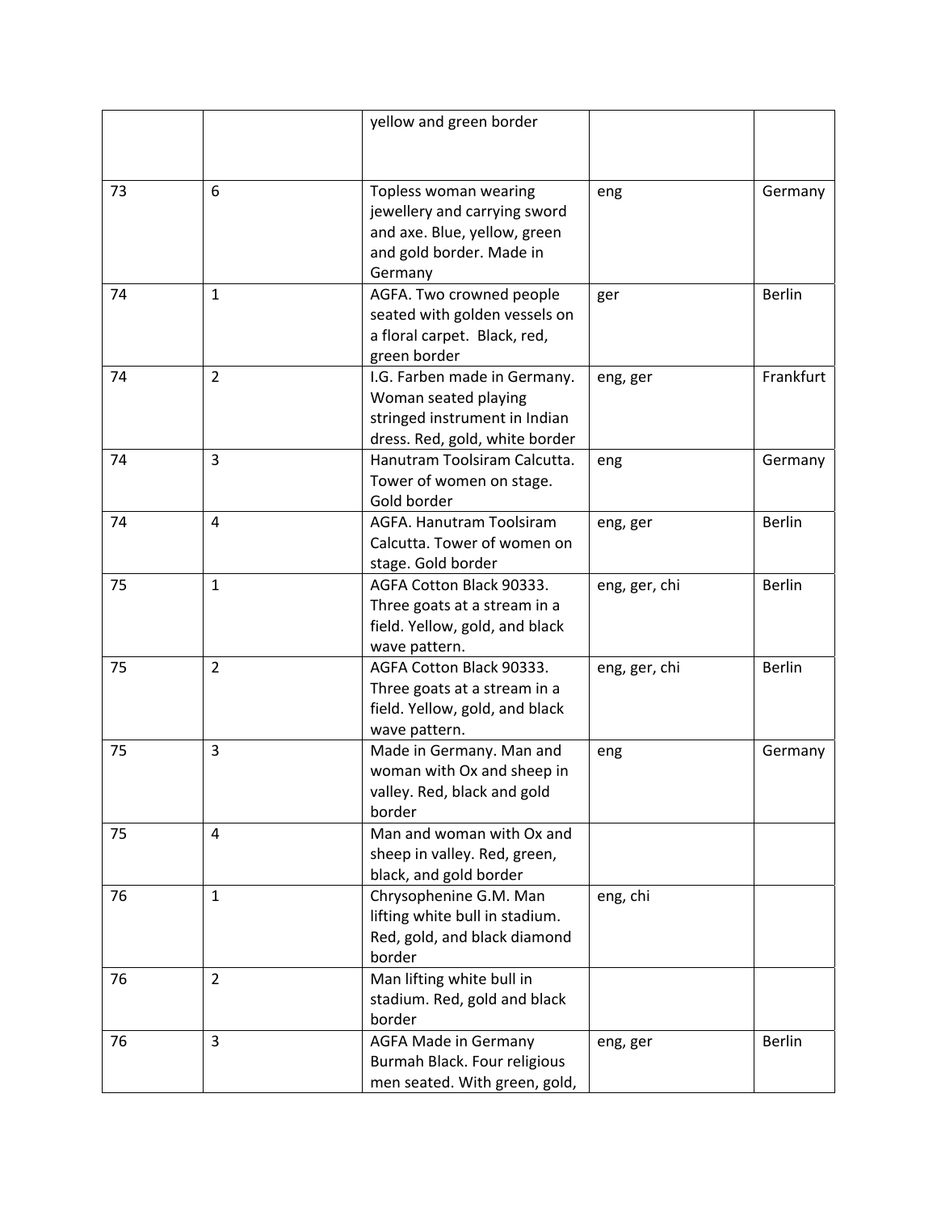| | | | | |
|---|---|---|---|---|
| | | yellow and green border | | |
| 73 | 6 | Topless woman wearing jewellery and carrying sword and axe. Blue, yellow, green and gold border. Made in Germany | eng | Germany |
| 74 | 1 | AGFA. Two crowned people seated with golden vessels on a floral carpet. Black, red, green border | ger | Berlin |
| 74 | 2 | I.G. Farben made in Germany. Woman seated playing stringed instrument in Indian dress. Red, gold, white border | eng, ger | Frankfurt |
| 74 | 3 | Hanutram Toolsiram Calcutta. Tower of women on stage. Gold border | eng | Germany |
| 74 | 4 | AGFA. Hanutram Toolsiram Calcutta. Tower of women on stage. Gold border | eng, ger | Berlin |
| 75 | 1 | AGFA Cotton Black 90333. Three goats at a stream in a field. Yellow, gold, and black wave pattern. | eng, ger, chi | Berlin |
| 75 | 2 | AGFA Cotton Black 90333. Three goats at a stream in a field. Yellow, gold, and black wave pattern. | eng, ger, chi | Berlin |
| 75 | 3 | Made in Germany. Man and woman with Ox and sheep in valley. Red, black and gold border | eng | Germany |
| 75 | 4 | Man and woman with Ox and sheep in valley. Red, green, black, and gold border | | |
| 76 | 1 | Chrysophenine G.M. Man lifting white bull in stadium. Red, gold, and black diamond border | eng, chi | |
| 76 | 2 | Man lifting white bull in stadium. Red, gold and black border | | |
| 76 | 3 | AGFA Made in Germany Burmah Black. Four religious men seated. With green, gold, | eng, ger | Berlin |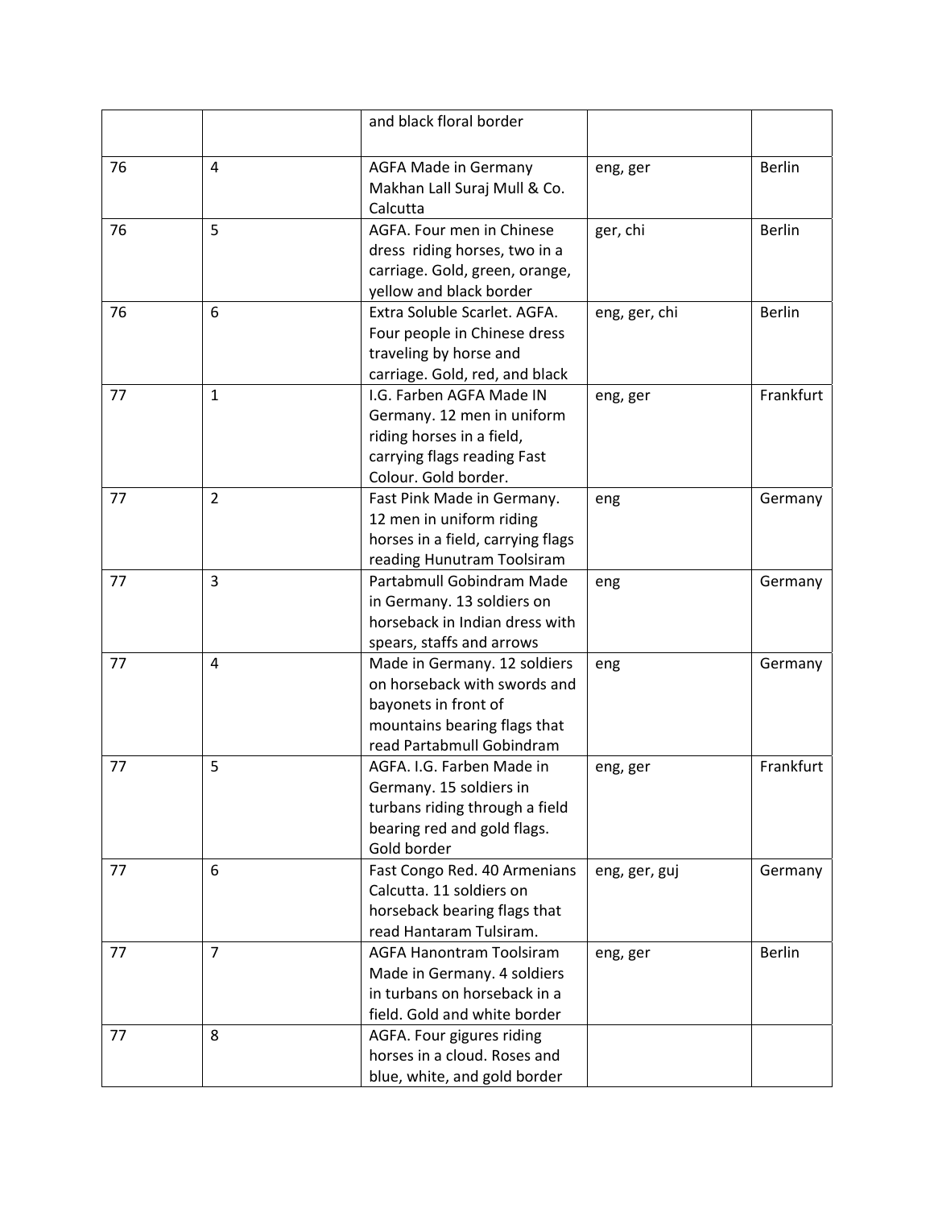| | | | | |
|---|---|---|---|---|
| | | and black floral border | | |
| 76 | 4 | AGFA Made in Germany Makhan Lall Suraj Mull & Co. Calcutta | eng, ger | Berlin |
| 76 | 5 | AGFA. Four men in Chinese dress riding horses, two in a carriage. Gold, green, orange, yellow and black border | ger, chi | Berlin |
| 76 | 6 | Extra Soluble Scarlet. AGFA. Four people in Chinese dress traveling by horse and carriage. Gold, red, and black | eng, ger, chi | Berlin |
| 77 | 1 | I.G. Farben AGFA Made IN Germany. 12 men in uniform riding horses in a field, carrying flags reading Fast Colour. Gold border. | eng, ger | Frankfurt |
| 77 | 2 | Fast Pink Made in Germany. 12 men in uniform riding horses in a field, carrying flags reading Hunutram Toolsiram | eng | Germany |
| 77 | 3 | Partabmull Gobindram Made in Germany. 13 soldiers on horseback in Indian dress with spears, staffs and arrows | eng | Germany |
| 77 | 4 | Made in Germany. 12 soldiers on horseback with swords and bayonets in front of mountains bearing flags that read Partabmull Gobindram | eng | Germany |
| 77 | 5 | AGFA. I.G. Farben Made in Germany. 15 soldiers in turbans riding through a field bearing red and gold flags. Gold border | eng, ger | Frankfurt |
| 77 | 6 | Fast Congo Red. 40 Armenians Calcutta. 11 soldiers on horseback bearing flags that read Hantaram Tulsiram. | eng, ger, guj | Germany |
| 77 | 7 | AGFA Hanontram Toolsiram Made in Germany. 4 soldiers in turbans on horseback in a field. Gold and white border | eng, ger | Berlin |
| 77 | 8 | AGFA. Four gigures riding horses in a cloud. Roses and blue, white, and gold border | | |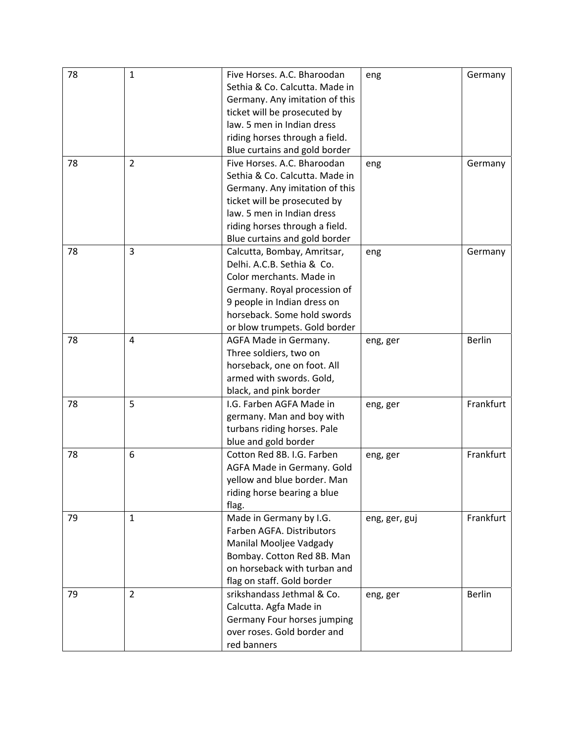| | | | | |
|---|---|---|---|---|
| 78 | 1 | Five Horses. A.C. Bharoodan Sethia & Co. Calcutta. Made in Germany. Any imitation of this ticket will be prosecuted by law. 5 men in Indian dress riding horses through a field. Blue curtains and gold border | eng | Germany |
| 78 | 2 | Five Horses. A.C. Bharoodan Sethia & Co. Calcutta. Made in Germany. Any imitation of this ticket will be prosecuted by law. 5 men in Indian dress riding horses through a field. Blue curtains and gold border | eng | Germany |
| 78 | 3 | Calcutta, Bombay, Amritsar, Delhi. A.C.B. Sethia & Co. Color merchants. Made in Germany. Royal procession of 9 people in Indian dress on horseback. Some hold swords or blow trumpets. Gold border | eng | Germany |
| 78 | 4 | AGFA Made in Germany. Three soldiers, two on horseback, one on foot. All armed with swords. Gold, black, and pink border | eng, ger | Berlin |
| 78 | 5 | I.G. Farben AGFA Made in germany. Man and boy with turbans riding horses. Pale blue and gold border | eng, ger | Frankfurt |
| 78 | 6 | Cotton Red 8B. I.G. Farben AGFA Made in Germany. Gold yellow and blue border. Man riding horse bearing a blue flag. | eng, ger | Frankfurt |
| 79 | 1 | Made in Germany by I.G. Farben AGFA. Distributors Manilal Mooljee Vadgady Bombay. Cotton Red 8B. Man on horseback with turban and flag on staff. Gold border | eng, ger, guj | Frankfurt |
| 79 | 2 | srikshandass Jethmal & Co. Calcutta. Agfa Made in Germany Four horses jumping over roses. Gold border and red banners | eng, ger | Berlin |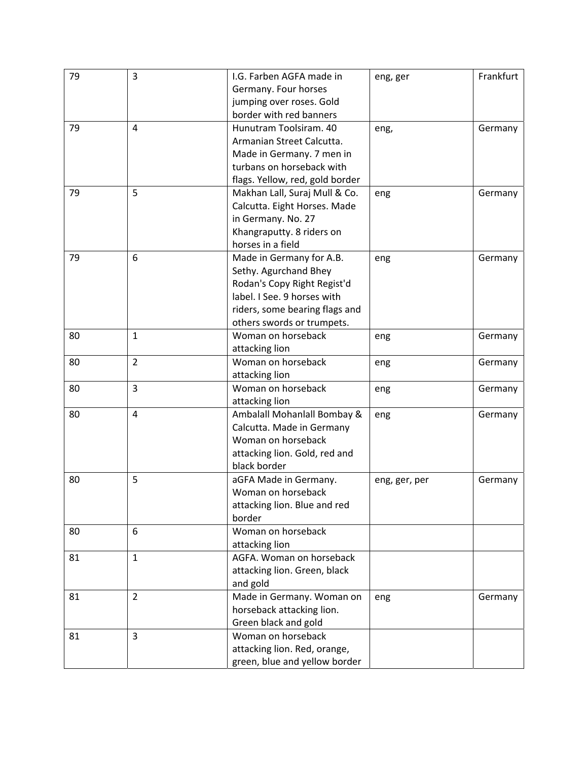| 79 | 3 | I.G. Farben AGFA made in Germany. Four horses jumping over roses. Gold border with red banners | eng, ger | Frankfurt |
|---|---|---|---|---|
| 79 | 4 | Hunutram Toolsiram. 40 Armanian Street Calcutta. Made in Germany. 7 men in turbans on horseback with flags. Yellow, red, gold border | eng, | Germany |
| 79 | 5 | Makhan Lall, Suraj Mull & Co. Calcutta. Eight Horses. Made in Germany. No. 27 Khangraputty. 8 riders on horses in a field | eng | Germany |
| 79 | 6 | Made in Germany for A.B. Sethy. Agurchand Bhey Rodan's Copy Right Regist'd label. I See. 9 horses with riders, some bearing flags and others swords or trumpets. | eng | Germany |
| 80 | 1 | Woman on horseback attacking lion | eng | Germany |
| 80 | 2 | Woman on horseback attacking lion | eng | Germany |
| 80 | 3 | Woman on horseback attacking lion | eng | Germany |
| 80 | 4 | Ambalall Mohanlall Bombay & Calcutta. Made in Germany Woman on horseback attacking lion. Gold, red and black border | eng | Germany |
| 80 | 5 | aGFA Made in Germany. Woman on horseback attacking lion. Blue and red border | eng, ger, per | Germany |
| 80 | 6 | Woman on horseback attacking lion | | |
| 81 | 1 | AGFA. Woman on horseback attacking lion. Green, black and gold | | |
| 81 | 2 | Made in Germany. Woman on horseback attacking lion. Green black and gold | eng | Germany |
| 81 | 3 | Woman on horseback attacking lion. Red, orange, green, blue and yellow border | | |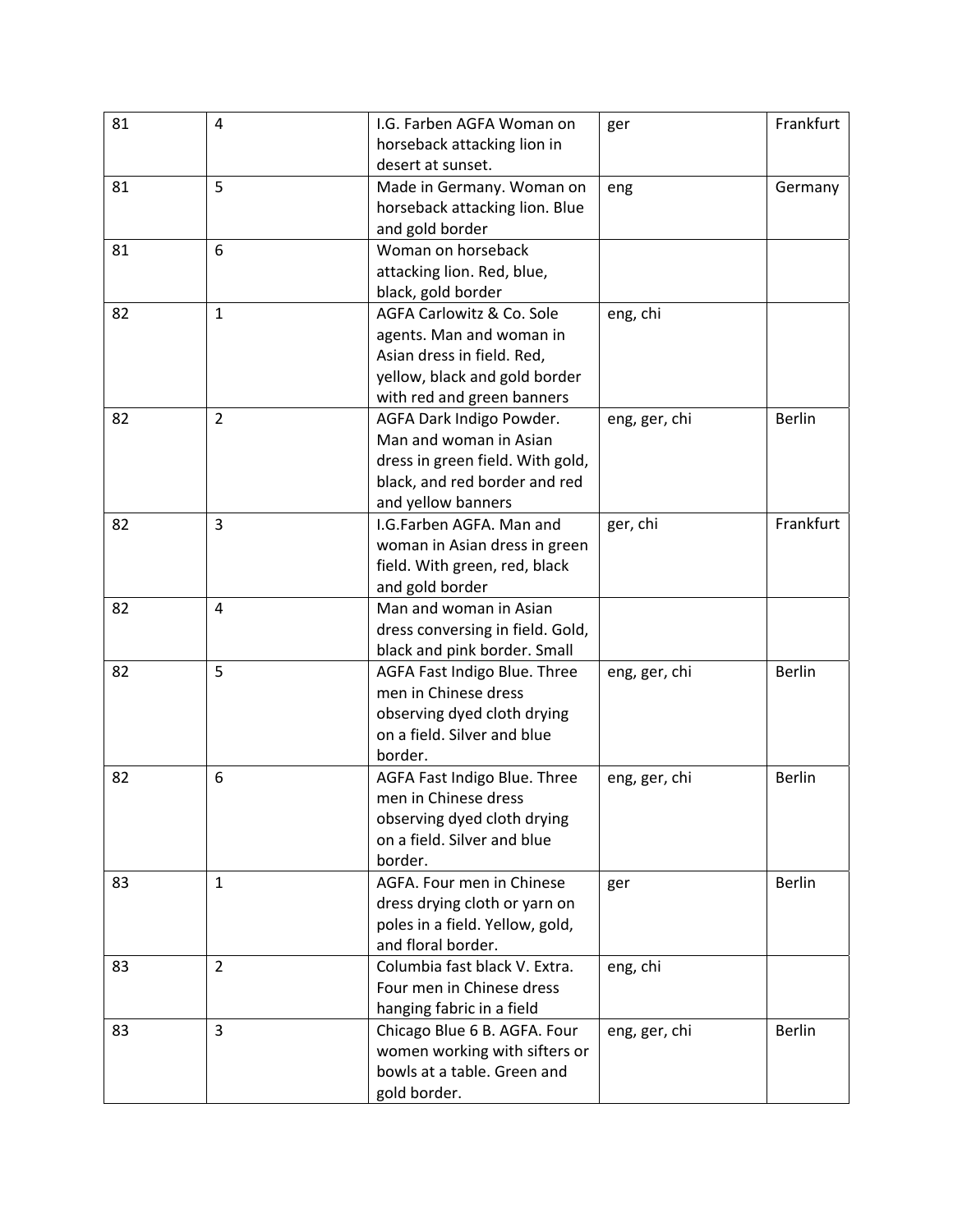| | | | | |
|---|---|---|---|---|
| 81 | 4 | I.G. Farben AGFA Woman on horseback attacking lion in desert at sunset. | ger | Frankfurt |
| 81 | 5 | Made in Germany. Woman on horseback attacking lion. Blue and gold border | eng | Germany |
| 81 | 6 | Woman on horseback attacking lion. Red, blue, black, gold border | | |
| 82 | 1 | AGFA Carlowitz & Co. Sole agents. Man and woman in Asian dress in field. Red, yellow, black and gold border with red and green banners | eng, chi | |
| 82 | 2 | AGFA Dark Indigo Powder. Man and woman in Asian dress in green field. With gold, black, and red border and red and yellow banners | eng, ger, chi | Berlin |
| 82 | 3 | I.G.Farben AGFA. Man and woman in Asian dress in green field. With green, red, black and gold border | ger, chi | Frankfurt |
| 82 | 4 | Man and woman in Asian dress conversing in field. Gold, black and pink border. Small | | |
| 82 | 5 | AGFA Fast Indigo Blue. Three men in Chinese dress observing dyed cloth drying on a field. Silver and blue border. | eng, ger, chi | Berlin |
| 82 | 6 | AGFA Fast Indigo Blue. Three men in Chinese dress observing dyed cloth drying on a field. Silver and blue border. | eng, ger, chi | Berlin |
| 83 | 1 | AGFA. Four men in Chinese dress drying cloth or yarn on poles in a field. Yellow, gold, and floral border. | ger | Berlin |
| 83 | 2 | Columbia fast black V. Extra. Four men in Chinese dress hanging fabric in a field | eng, chi | |
| 83 | 3 | Chicago Blue 6 B. AGFA. Four women working with sifters or bowls at a table. Green and gold border. | eng, ger, chi | Berlin |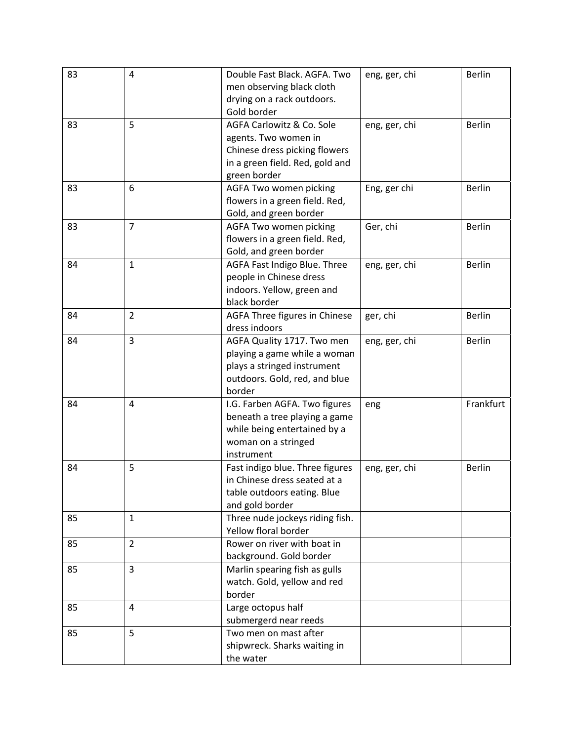| | | | | |
|---|---|---|---|---|
| 83 | 4 | Double Fast Black. AGFA. Two men observing black cloth drying on a rack outdoors. Gold border | eng, ger, chi | Berlin |
| 83 | 5 | AGFA Carlowitz & Co. Sole agents. Two women in Chinese dress picking flowers in a green field. Red, gold and green border | eng, ger, chi | Berlin |
| 83 | 6 | AGFA Two women picking flowers in a green field. Red, Gold, and green border | Eng, ger chi | Berlin |
| 83 | 7 | AGFA Two women picking flowers in a green field. Red, Gold, and green border | Ger, chi | Berlin |
| 84 | 1 | AGFA Fast Indigo Blue. Three people in Chinese dress indoors. Yellow, green and black border | eng, ger, chi | Berlin |
| 84 | 2 | AGFA Three figures in Chinese dress indoors | ger, chi | Berlin |
| 84 | 3 | AGFA Quality 1717. Two men playing a game while a woman plays a stringed instrument outdoors. Gold, red, and blue border | eng, ger, chi | Berlin |
| 84 | 4 | I.G. Farben AGFA. Two figures beneath a tree playing a game while being entertained by a woman on a stringed instrument | eng | Frankfurt |
| 84 | 5 | Fast indigo blue. Three figures in Chinese dress seated at a table outdoors eating. Blue and gold border | eng, ger, chi | Berlin |
| 85 | 1 | Three nude jockeys riding fish. Yellow floral border | | |
| 85 | 2 | Rower on river with boat in background. Gold border | | |
| 85 | 3 | Marlin spearing fish as gulls watch. Gold, yellow and red border | | |
| 85 | 4 | Large octopus half submergerd near reeds | | |
| 85 | 5 | Two men on mast after shipwreck. Sharks waiting in the water | | |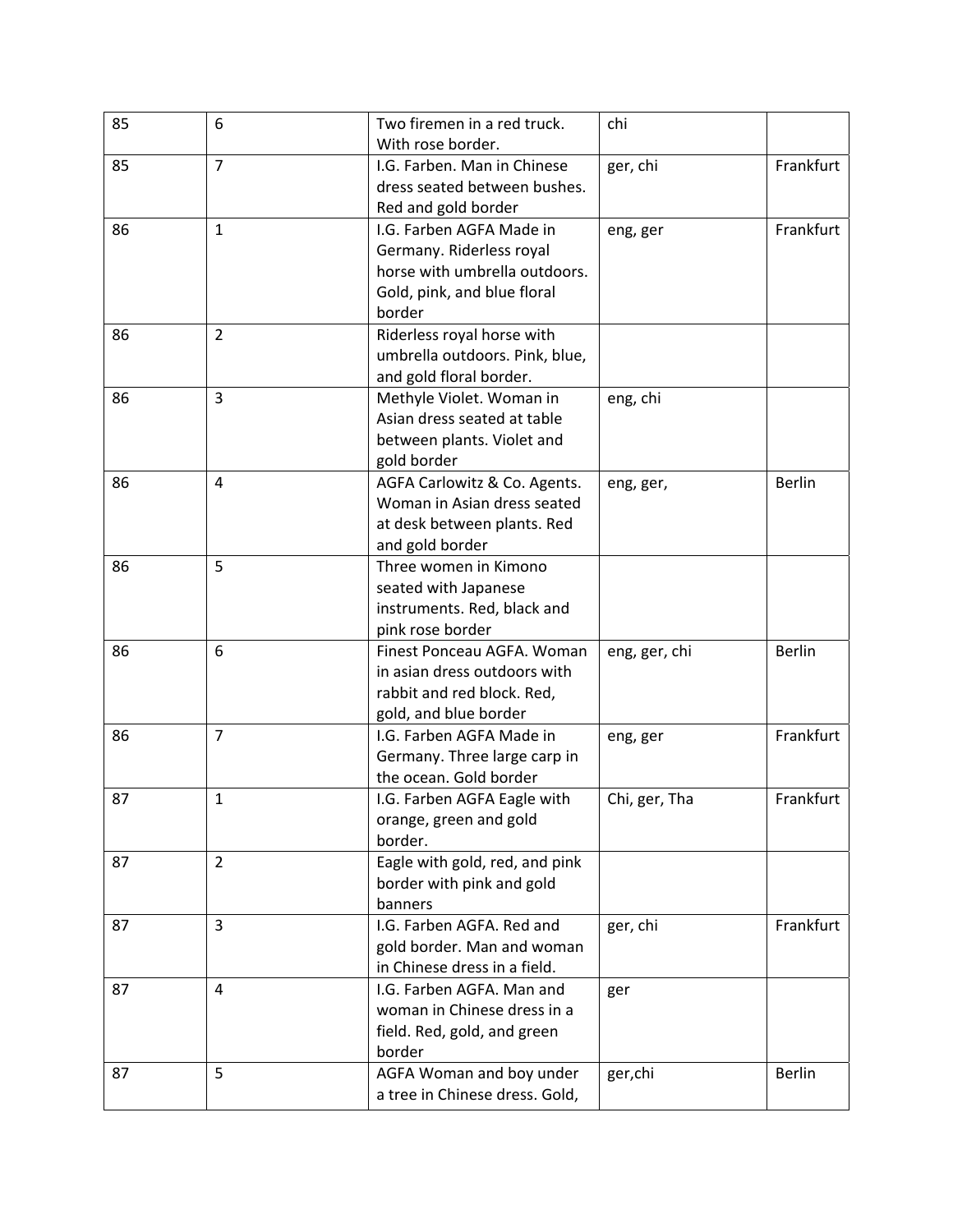| 85 | 6 | Two firemen in a red truck. With rose border. | chi | |
|---|---|---|---|---|
| 85 | 7 | I.G. Farben. Man in Chinese dress seated between bushes. Red and gold border | ger, chi | Frankfurt |
| 86 | 1 | I.G. Farben AGFA Made in Germany. Riderless royal horse with umbrella outdoors. Gold, pink, and blue floral border | eng, ger | Frankfurt |
| 86 | 2 | Riderless royal horse with umbrella outdoors. Pink, blue, and gold floral border. | | |
| 86 | 3 | Methyle Violet. Woman in Asian dress seated at table between plants. Violet and gold border | eng, chi | |
| 86 | 4 | AGFA Carlowitz & Co. Agents. Woman in Asian dress seated at desk between plants. Red and gold border | eng, ger, | Berlin |
| 86 | 5 | Three women in Kimono seated with Japanese instruments. Red, black and pink rose border | | |
| 86 | 6 | Finest Ponceau AGFA. Woman in asian dress outdoors with rabbit and red block. Red, gold, and blue border | eng, ger, chi | Berlin |
| 86 | 7 | I.G. Farben AGFA Made in Germany. Three large carp in the ocean. Gold border | eng, ger | Frankfurt |
| 87 | 1 | I.G. Farben AGFA Eagle with orange, green and gold border. | Chi, ger, Tha | Frankfurt |
| 87 | 2 | Eagle with gold, red, and pink border with pink and gold banners | | |
| 87 | 3 | I.G. Farben AGFA. Red and gold border. Man and woman in Chinese dress in a field. | ger, chi | Frankfurt |
| 87 | 4 | I.G. Farben AGFA. Man and woman in Chinese dress in a field. Red, gold, and green border | ger | |
| 87 | 5 | AGFA Woman and boy under a tree in Chinese dress. Gold, | ger,chi | Berlin |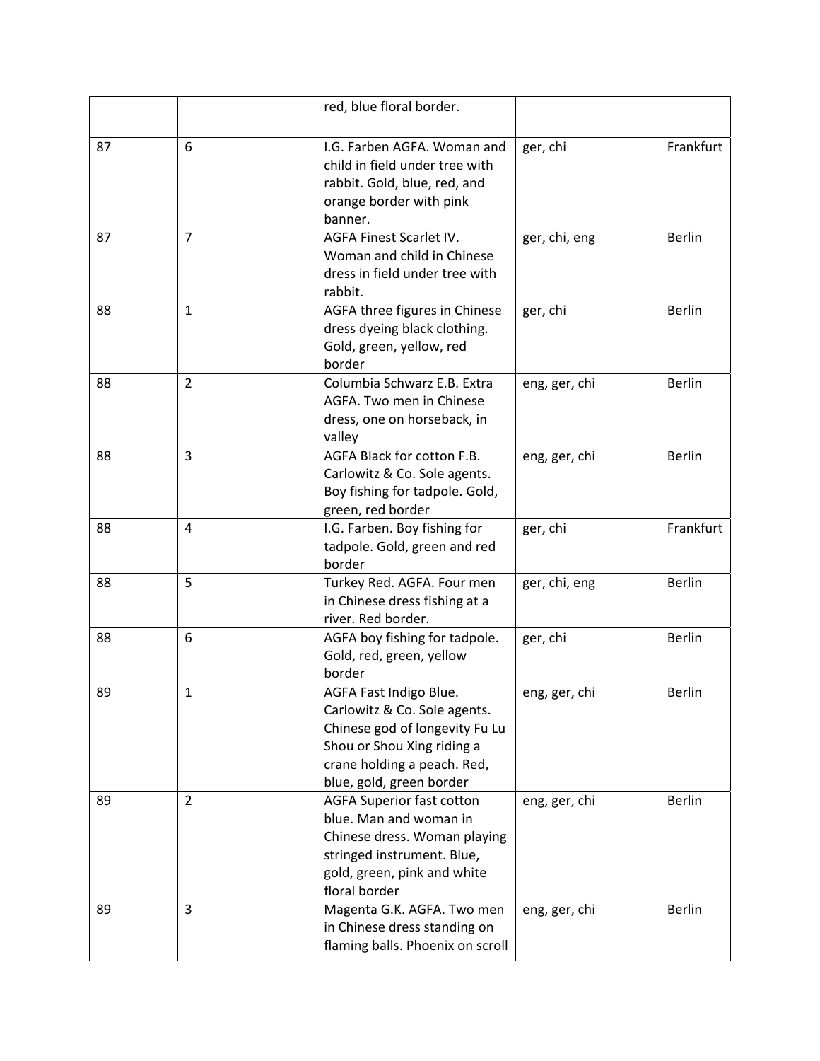| | | | | |
|---|---|---|---|---|
| | | red, blue floral border. | | |
| 87 | 6 | I.G. Farben AGFA. Woman and child in field under tree with rabbit. Gold, blue, red, and orange border with pink banner. | ger, chi | Frankfurt |
| 87 | 7 | AGFA Finest Scarlet IV. Woman and child in Chinese dress in field under tree with rabbit. | ger, chi, eng | Berlin |
| 88 | 1 | AGFA three figures in Chinese dress dyeing black clothing. Gold, green, yellow, red border | ger, chi | Berlin |
| 88 | 2 | Columbia Schwarz E.B. Extra AGFA. Two men in Chinese dress, one on horseback, in valley | eng, ger, chi | Berlin |
| 88 | 3 | AGFA Black for cotton F.B. Carlowitz & Co. Sole agents. Boy fishing for tadpole. Gold, green, red border | eng, ger, chi | Berlin |
| 88 | 4 | I.G. Farben. Boy fishing for tadpole. Gold, green and red border | ger, chi | Frankfurt |
| 88 | 5 | Turkey Red. AGFA. Four men in Chinese dress fishing at a river. Red border. | ger, chi, eng | Berlin |
| 88 | 6 | AGFA boy fishing for tadpole. Gold, red, green, yellow border | ger, chi | Berlin |
| 89 | 1 | AGFA Fast Indigo Blue. Carlowitz & Co. Sole agents. Chinese god of longevity Fu Lu Shou or Shou Xing riding a crane holding a peach. Red, blue, gold, green border | eng, ger, chi | Berlin |
| 89 | 2 | AGFA Superior fast cotton blue. Man and woman in Chinese dress. Woman playing stringed instrument. Blue, gold, green, pink and white floral border | eng, ger, chi | Berlin |
| 89 | 3 | Magenta G.K. AGFA. Two men in Chinese dress standing on flaming balls. Phoenix on scroll | eng, ger, chi | Berlin |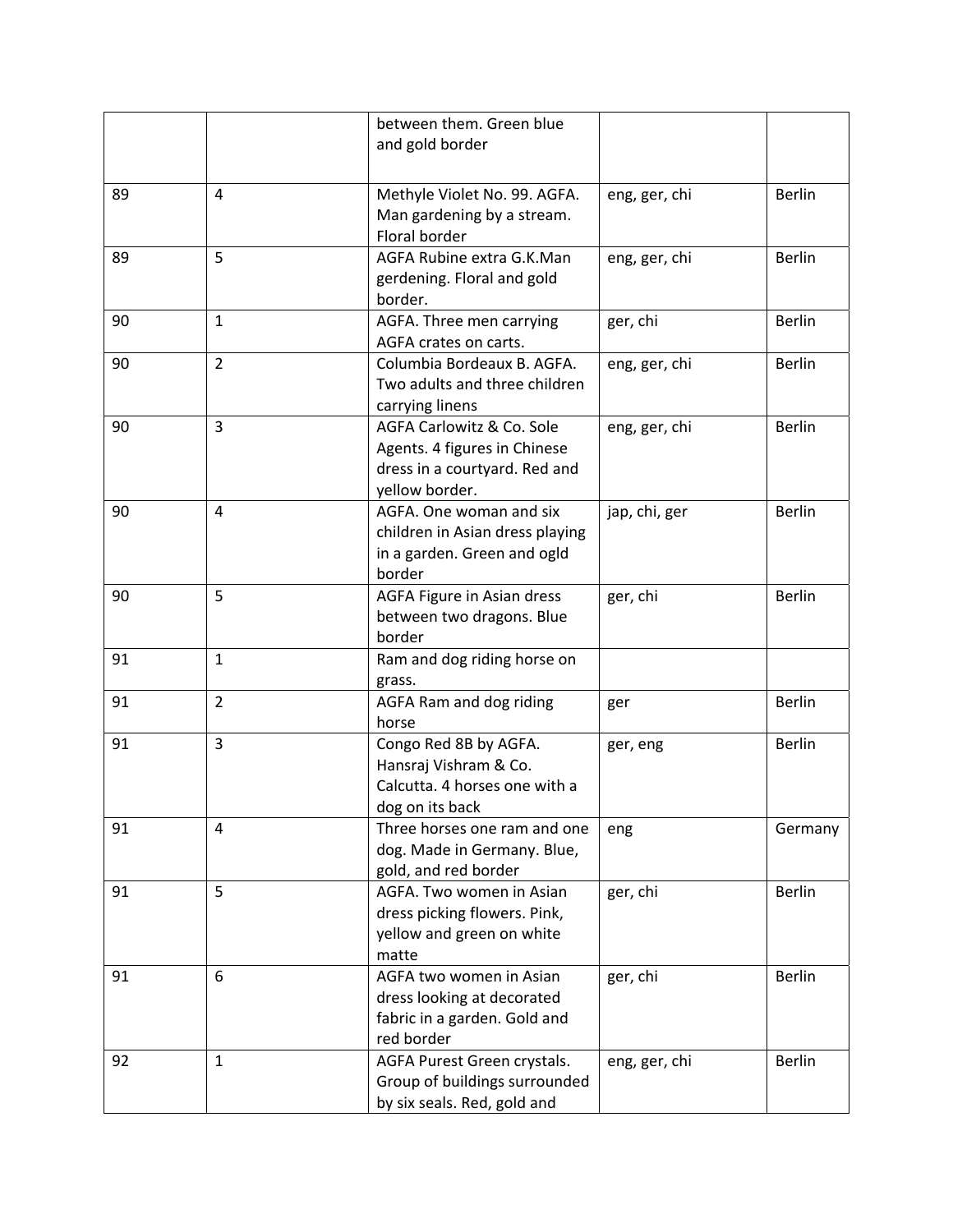| | | | | |
|---|---|---|---|---|
| | | between them. Green blue and gold border | | |
| 89 | 4 | Methyle Violet No. 99. AGFA. Man gardening by a stream. Floral border | eng, ger, chi | Berlin |
| 89 | 5 | AGFA Rubine extra G.K.Man gerdening. Floral and gold border. | eng, ger, chi | Berlin |
| 90 | 1 | AGFA. Three men carrying AGFA crates on carts. | ger, chi | Berlin |
| 90 | 2 | Columbia Bordeaux B. AGFA. Two adults and three children carrying linens | eng, ger, chi | Berlin |
| 90 | 3 | AGFA Carlowitz & Co. Sole Agents. 4 figures in Chinese dress in a courtyard. Red and yellow border. | eng, ger, chi | Berlin |
| 90 | 4 | AGFA. One woman and six children in Asian dress playing in a garden. Green and ogld border | jap, chi, ger | Berlin |
| 90 | 5 | AGFA Figure in Asian dress between two dragons. Blue border | ger, chi | Berlin |
| 91 | 1 | Ram and dog riding horse on grass. | | |
| 91 | 2 | AGFA Ram and dog riding horse | ger | Berlin |
| 91 | 3 | Congo Red 8B by AGFA. Hansraj Vishram & Co. Calcutta. 4 horses one with a dog on its back | ger, eng | Berlin |
| 91 | 4 | Three horses one ram and one dog. Made in Germany. Blue, gold, and red border | eng | Germany |
| 91 | 5 | AGFA. Two women in Asian dress picking flowers. Pink, yellow and green on white matte | ger, chi | Berlin |
| 91 | 6 | AGFA two women in Asian dress looking at decorated fabric in a garden. Gold and red border | ger, chi | Berlin |
| 92 | 1 | AGFA Purest Green crystals. Group of buildings surrounded by six seals. Red, gold and | eng, ger, chi | Berlin |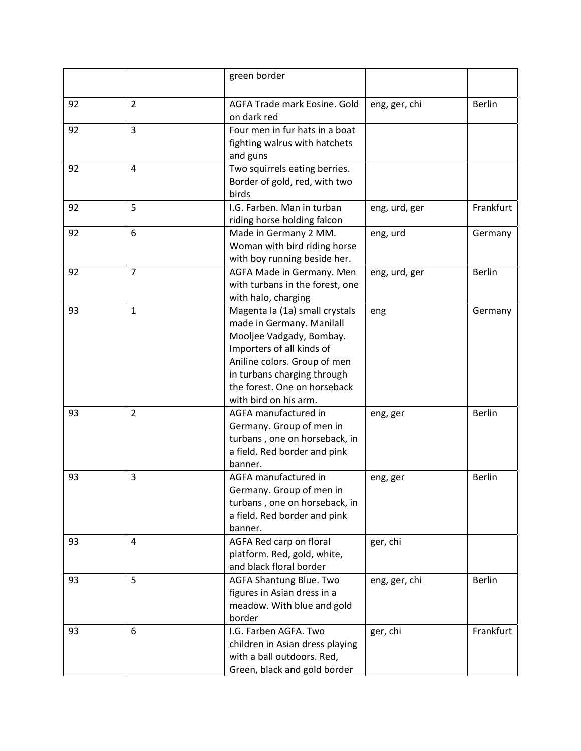| | | green border | | |
|---|---|---|---|---|
| 92 | 2 | AGFA Trade mark Eosine. Gold on dark red | eng, ger, chi | Berlin |
| 92 | 3 | Four men in fur hats in a boat fighting walrus with hatchets and guns | | |
| 92 | 4 | Two squirrels eating berries. Border of gold, red, with two birds | | |
| 92 | 5 | I.G. Farben. Man in turban riding horse holding falcon | eng, urd, ger | Frankfurt |
| 92 | 6 | Made in Germany 2 MM. Woman with bird riding horse with boy running beside her. | eng, urd | Germany |
| 92 | 7 | AGFA Made in Germany. Men with turbans in the forest, one with halo, charging | eng, urd, ger | Berlin |
| 93 | 1 | Magenta Ia (1a) small crystals made in Germany. Manilall Mooljee Vadgady, Bombay. Importers of all kinds of Aniline colors. Group of men in turbans charging through the forest. One on horseback with bird on his arm. | eng | Germany |
| 93 | 2 | AGFA manufactured in Germany. Group of men in turbans , one on horseback, in a field. Red border and pink banner. | eng, ger | Berlin |
| 93 | 3 | AGFA manufactured in Germany. Group of men in turbans , one on horseback, in a field. Red border and pink banner. | eng, ger | Berlin |
| 93 | 4 | AGFA Red carp on floral platform. Red, gold, white, and black floral border | ger, chi | |
| 93 | 5 | AGFA Shantung Blue. Two figures in Asian dress in a meadow. With blue and gold border | eng, ger, chi | Berlin |
| 93 | 6 | I.G. Farben AGFA. Two children in Asian dress playing with a ball outdoors. Red, Green, black and gold border | ger, chi | Frankfurt |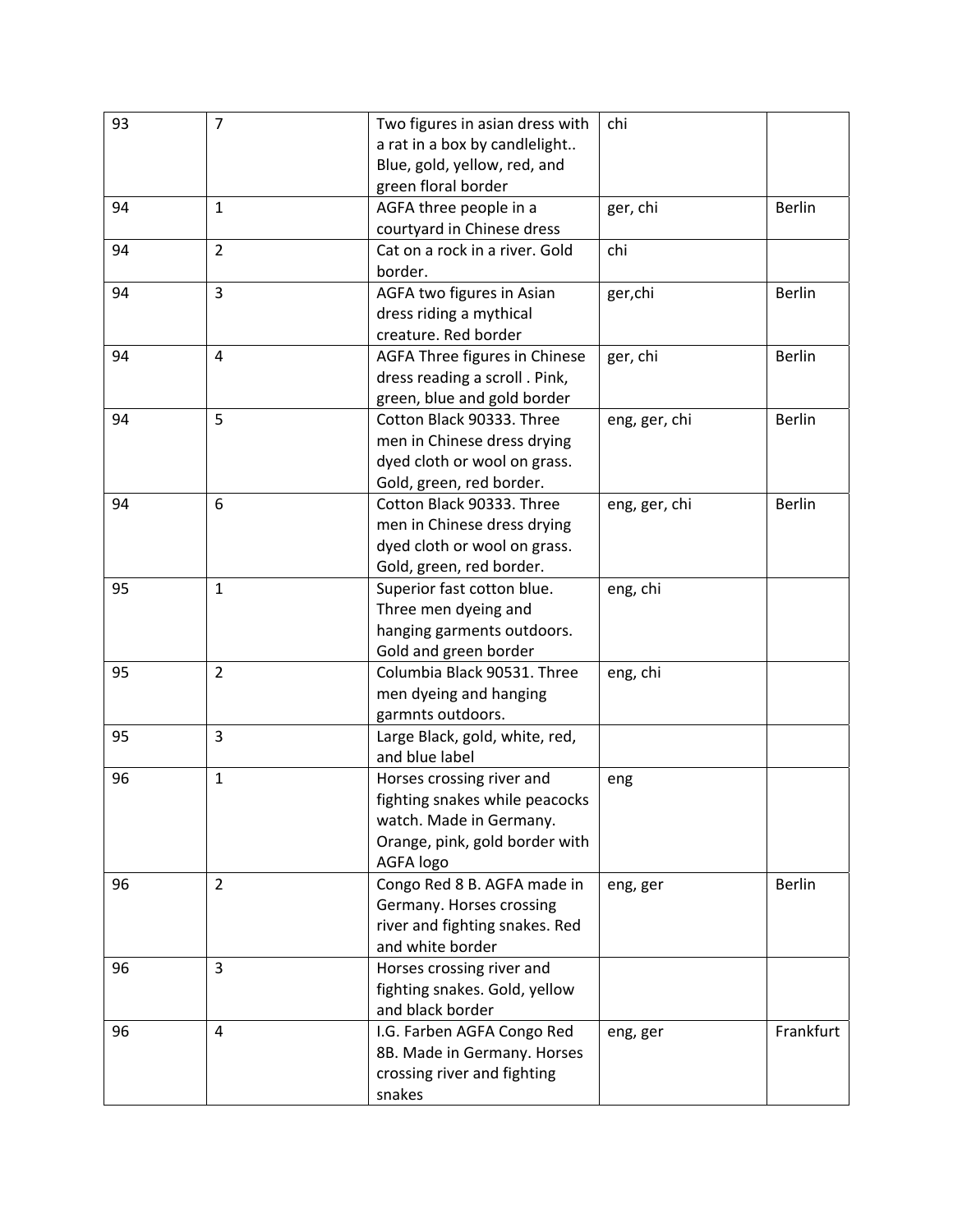| 93 | 7 | Two figures in asian dress with a rat in a box by candlelight.. Blue, gold, yellow, red, and green floral border | chi | |
|---|---|---|---|---|
| 94 | 1 | AGFA three people in a courtyard in Chinese dress | ger, chi | Berlin |
| 94 | 2 | Cat on a rock in a river. Gold border. | chi | |
| 94 | 3 | AGFA two figures in Asian dress riding a mythical creature. Red border | ger,chi | Berlin |
| 94 | 4 | AGFA Three figures in Chinese dress reading a scroll . Pink, green, blue and gold border | ger, chi | Berlin |
| 94 | 5 | Cotton Black 90333. Three men in Chinese dress drying dyed cloth or wool on grass. Gold, green, red border. | eng, ger, chi | Berlin |
| 94 | 6 | Cotton Black 90333. Three men in Chinese dress drying dyed cloth or wool on grass. Gold, green, red border. | eng, ger, chi | Berlin |
| 95 | 1 | Superior fast cotton blue. Three men dyeing and hanging garments outdoors. Gold and green border | eng, chi | |
| 95 | 2 | Columbia Black 90531. Three men dyeing and hanging garmnts outdoors. | eng, chi | |
| 95 | 3 | Large Black, gold, white, red, and blue label | | |
| 96 | 1 | Horses crossing river and fighting snakes while peacocks watch. Made in Germany. Orange, pink, gold border with AGFA logo | eng | |
| 96 | 2 | Congo Red 8 B. AGFA made in Germany. Horses crossing river and fighting snakes. Red and white border | eng, ger | Berlin |
| 96 | 3 | Horses crossing river and fighting snakes. Gold, yellow and black border | | |
| 96 | 4 | I.G. Farben AGFA Congo Red 8B. Made in Germany. Horses crossing river and fighting snakes | eng, ger | Frankfurt |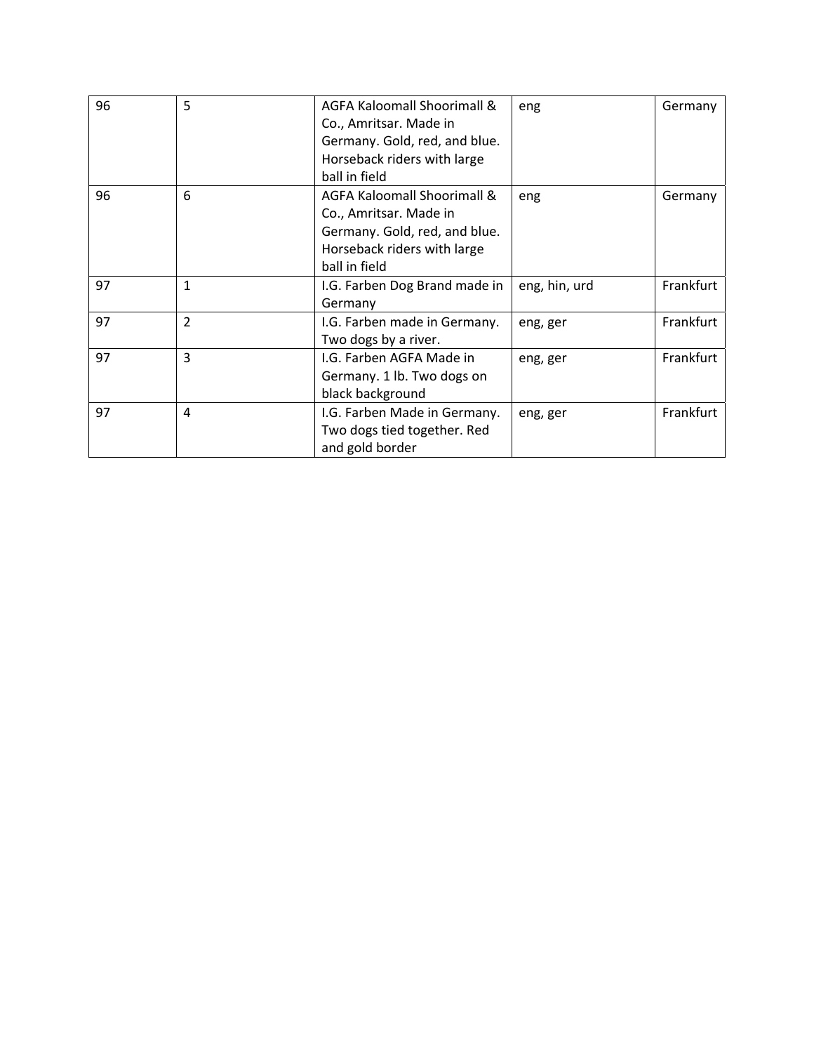| | | | | |
|---|---|---|---|---|
| 96 | 5 | AGFA Kaloomall Shoorimall & Co., Amritsar. Made in Germany. Gold, red, and blue. Horseback riders with large ball in field | eng | Germany |
| 96 | 6 | AGFA Kaloomall Shoorimall & Co., Amritsar. Made in Germany. Gold, red, and blue. Horseback riders with large ball in field | eng | Germany |
| 97 | 1 | I.G. Farben Dog Brand made in Germany | eng, hin, urd | Frankfurt |
| 97 | 2 | I.G. Farben made in Germany. Two dogs by a river. | eng, ger | Frankfurt |
| 97 | 3 | I.G. Farben AGFA Made in Germany. 1 lb. Two dogs on black background | eng, ger | Frankfurt |
| 97 | 4 | I.G. Farben Made in Germany. Two dogs tied together. Red and gold border | eng, ger | Frankfurt |